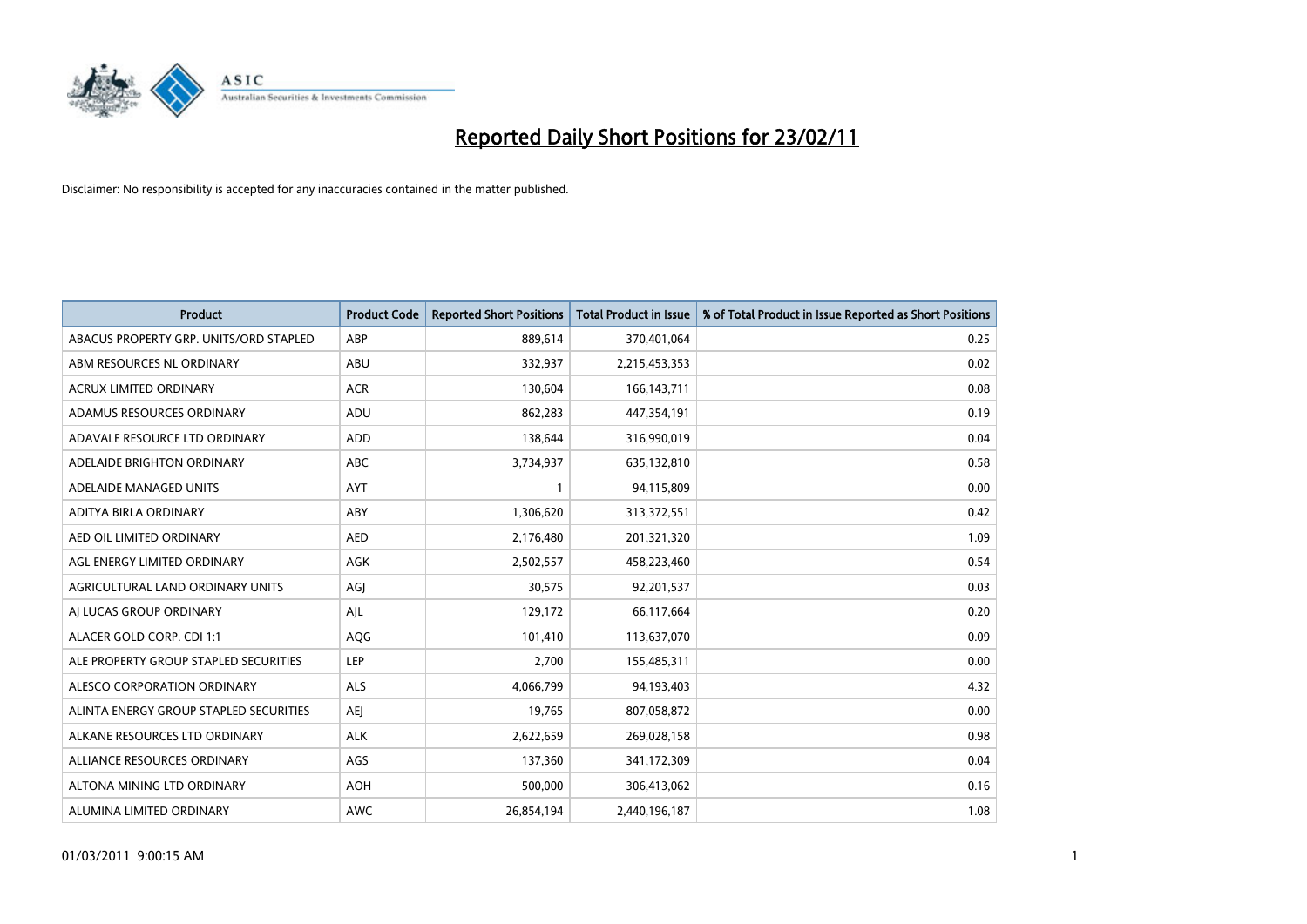# Reported Daily Short Positions for 23/02/11

Disclaimer: No responsibility is accepted for any inaccuracies contained in the matter published.

| Product | Product Code | Reported Short Positions | Total Product in Issue | % of Total Product in Issue Reported as Short Positions |
|---|---|---|---|---|
| ABACUS PROPERTY GRP. UNITS/ORD STAPLED | ABP | 889,614 | 370,401,064 | 0.25 |
| ABM RESOURCES NL ORDINARY | ABU | 332,937 | 2,215,453,353 | 0.02 |
| ACRUX LIMITED ORDINARY | ACR | 130,604 | 166,143,711 | 0.08 |
| ADAMUS RESOURCES ORDINARY | ADU | 862,283 | 447,354,191 | 0.19 |
| ADAVALE RESOURCE LTD ORDINARY | ADD | 138,644 | 316,990,019 | 0.04 |
| ADELAIDE BRIGHTON ORDINARY | ABC | 3,734,937 | 635,132,810 | 0.58 |
| ADELAIDE MANAGED UNITS | AYT | 1 | 94,115,809 | 0.00 |
| ADITYA BIRLA ORDINARY | ABY | 1,306,620 | 313,372,551 | 0.42 |
| AED OIL LIMITED ORDINARY | AED | 2,176,480 | 201,321,320 | 1.09 |
| AGL ENERGY LIMITED ORDINARY | AGK | 2,502,557 | 458,223,460 | 0.54 |
| AGRICULTURAL LAND ORDINARY UNITS | AGJ | 30,575 | 92,201,537 | 0.03 |
| AJ LUCAS GROUP ORDINARY | AJL | 129,172 | 66,117,664 | 0.20 |
| ALACER GOLD CORP. CDI 1:1 | AQG | 101,410 | 113,637,070 | 0.09 |
| ALE PROPERTY GROUP STAPLED SECURITIES | LEP | 2,700 | 155,485,311 | 0.00 |
| ALESCO CORPORATION ORDINARY | ALS | 4,066,799 | 94,193,403 | 4.32 |
| ALINTA ENERGY GROUP STAPLED SECURITIES | AEJ | 19,765 | 807,058,872 | 0.00 |
| ALKANE RESOURCES LTD ORDINARY | ALK | 2,622,659 | 269,028,158 | 0.98 |
| ALLIANCE RESOURCES ORDINARY | AGS | 137,360 | 341,172,309 | 0.04 |
| ALTONA MINING LTD ORDINARY | AOH | 500,000 | 306,413,062 | 0.16 |
| ALUMINA LIMITED ORDINARY | AWC | 26,854,194 | 2,440,196,187 | 1.08 |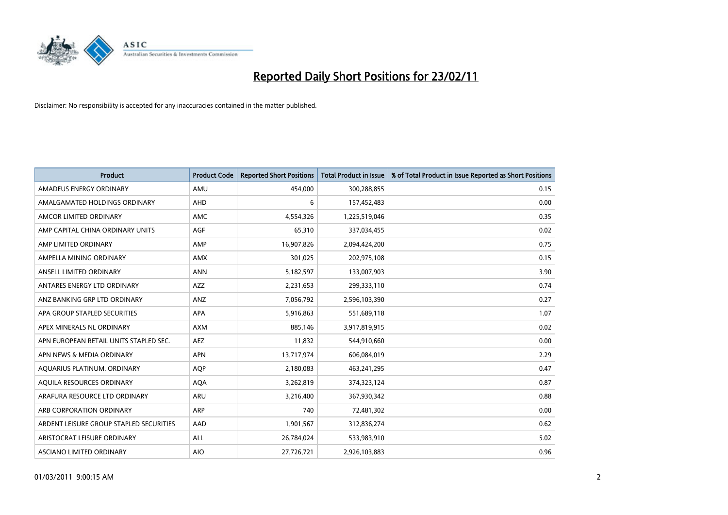# Reported Daily Short Positions for 23/02/11

Disclaimer: No responsibility is accepted for any inaccuracies contained in the matter published.

| Product | Product Code | Reported Short Positions | Total Product in Issue | % of Total Product in Issue Reported as Short Positions |
|---|---|---|---|---|
| AMADEUS ENERGY ORDINARY | AMU | 454,000 | 300,288,855 | 0.15 |
| AMALGAMATED HOLDINGS ORDINARY | AHD | 6 | 157,452,483 | 0.00 |
| AMCOR LIMITED ORDINARY | AMC | 4,554,326 | 1,225,519,046 | 0.35 |
| AMP CAPITAL CHINA ORDINARY UNITS | AGF | 65,310 | 337,034,455 | 0.02 |
| AMP LIMITED ORDINARY | AMP | 16,907,826 | 2,094,424,200 | 0.75 |
| AMPELLA MINING ORDINARY | AMX | 301,025 | 202,975,108 | 0.15 |
| ANSELL LIMITED ORDINARY | ANN | 5,182,597 | 133,007,903 | 3.90 |
| ANTARES ENERGY LTD ORDINARY | AZZ | 2,231,653 | 299,333,110 | 0.74 |
| ANZ BANKING GRP LTD ORDINARY | ANZ | 7,056,792 | 2,596,103,390 | 0.27 |
| APA GROUP STAPLED SECURITIES | APA | 5,916,863 | 551,689,118 | 1.07 |
| APEX MINERALS NL ORDINARY | AXM | 885,146 | 3,917,819,915 | 0.02 |
| APN EUROPEAN RETAIL UNITS STAPLED SEC. | AEZ | 11,832 | 544,910,660 | 0.00 |
| APN NEWS & MEDIA ORDINARY | APN | 13,717,974 | 606,084,019 | 2.29 |
| AQUARIUS PLATINUM. ORDINARY | AQP | 2,180,083 | 463,241,295 | 0.47 |
| AQUILA RESOURCES ORDINARY | AQA | 3,262,819 | 374,323,124 | 0.87 |
| ARAFURA RESOURCE LTD ORDINARY | ARU | 3,216,400 | 367,930,342 | 0.88 |
| ARB CORPORATION ORDINARY | ARP | 740 | 72,481,302 | 0.00 |
| ARDENT LEISURE GROUP STAPLED SECURITIES | AAD | 1,901,567 | 312,836,274 | 0.62 |
| ARISTOCRAT LEISURE ORDINARY | ALL | 26,784,024 | 533,983,910 | 5.02 |
| ASCIANO LIMITED ORDINARY | AIO | 27,726,721 | 2,926,103,883 | 0.96 |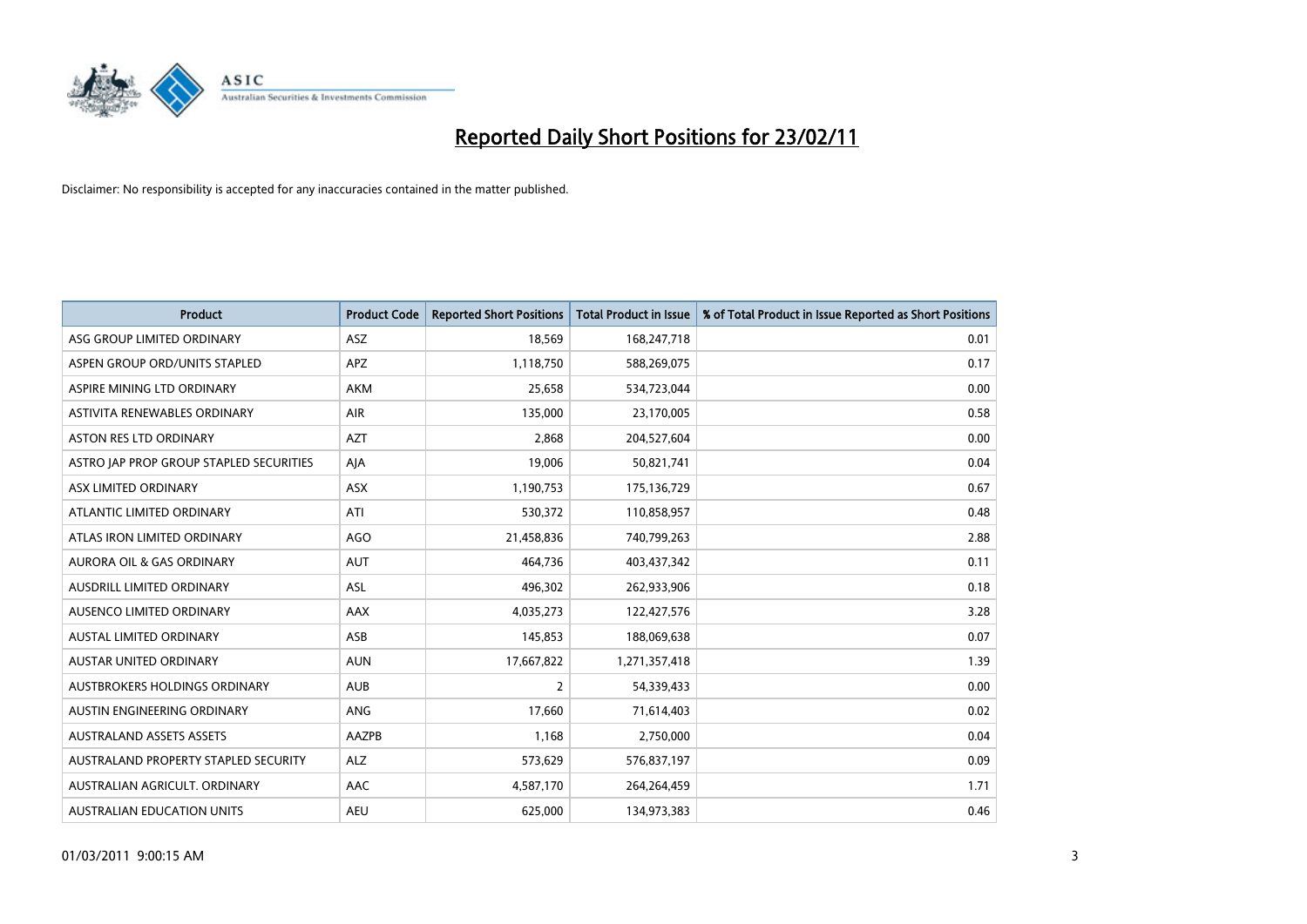# Reported Daily Short Positions for 23/02/11

Disclaimer: No responsibility is accepted for any inaccuracies contained in the matter published.

| Product | Product Code | Reported Short Positions | Total Product in Issue | % of Total Product in Issue Reported as Short Positions |
|---|---|---|---|---|
| ASG GROUP LIMITED ORDINARY | ASZ | 18,569 | 168,247,718 | 0.01 |
| ASPEN GROUP ORD/UNITS STAPLED | APZ | 1,118,750 | 588,269,075 | 0.17 |
| ASPIRE MINING LTD ORDINARY | AKM | 25,658 | 534,723,044 | 0.00 |
| ASTIVITA RENEWABLES ORDINARY | AIR | 135,000 | 23,170,005 | 0.58 |
| ASTON RES LTD ORDINARY | AZT | 2,868 | 204,527,604 | 0.00 |
| ASTRO JAP PROP GROUP STAPLED SECURITIES | AJA | 19,006 | 50,821,741 | 0.04 |
| ASX LIMITED ORDINARY | ASX | 1,190,753 | 175,136,729 | 0.67 |
| ATLANTIC LIMITED ORDINARY | ATI | 530,372 | 110,858,957 | 0.48 |
| ATLAS IRON LIMITED ORDINARY | AGO | 21,458,836 | 740,799,263 | 2.88 |
| AURORA OIL & GAS ORDINARY | AUT | 464,736 | 403,437,342 | 0.11 |
| AUSDRILL LIMITED ORDINARY | ASL | 496,302 | 262,933,906 | 0.18 |
| AUSENCO LIMITED ORDINARY | AAX | 4,035,273 | 122,427,576 | 3.28 |
| AUSTAL LIMITED ORDINARY | ASB | 145,853 | 188,069,638 | 0.07 |
| AUSTAR UNITED ORDINARY | AUN | 17,667,822 | 1,271,357,418 | 1.39 |
| AUSTBROKERS HOLDINGS ORDINARY | AUB | 2 | 54,339,433 | 0.00 |
| AUSTIN ENGINEERING ORDINARY | ANG | 17,660 | 71,614,403 | 0.02 |
| AUSTRALAND ASSETS ASSETS | AAZPB | 1,168 | 2,750,000 | 0.04 |
| AUSTRALAND PROPERTY STAPLED SECURITY | ALZ | 573,629 | 576,837,197 | 0.09 |
| AUSTRALIAN AGRICULT. ORDINARY | AAC | 4,587,170 | 264,264,459 | 1.71 |
| AUSTRALIAN EDUCATION UNITS | AEU | 625,000 | 134,973,383 | 0.46 |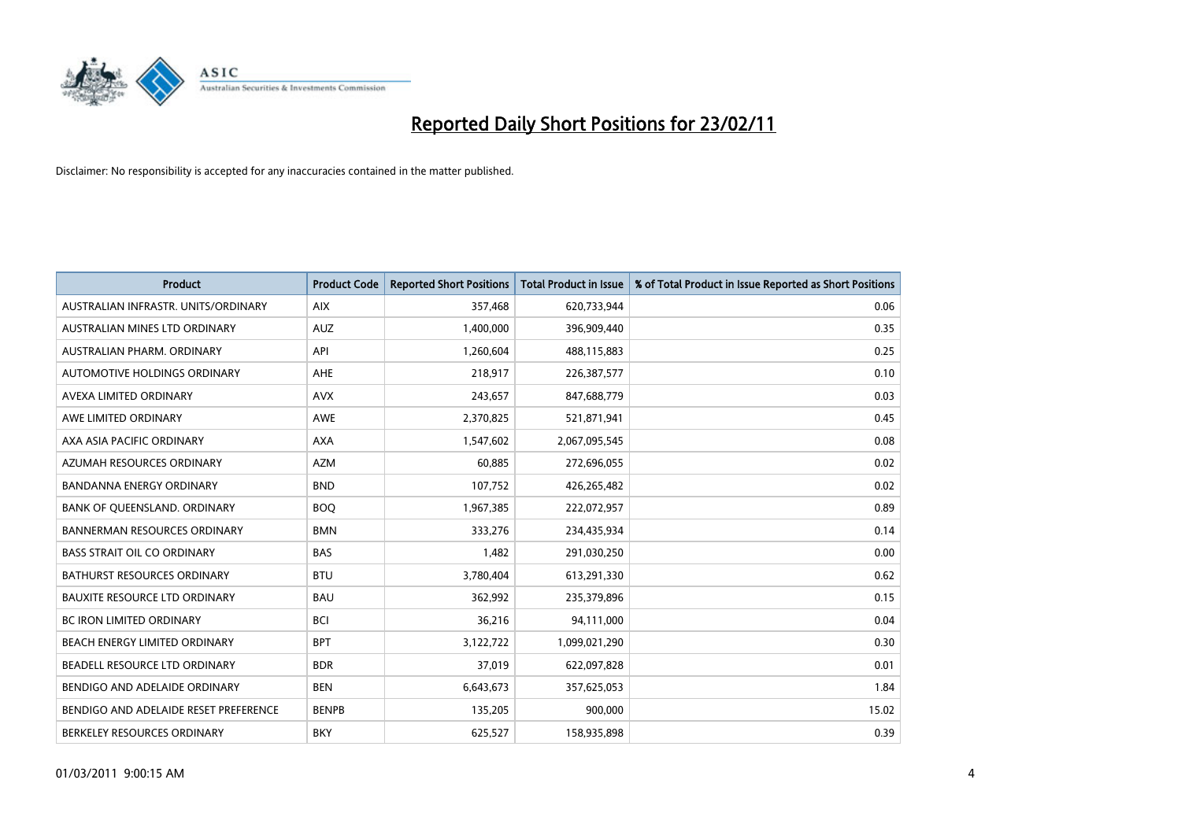# Reported Daily Short Positions for 23/02/11

Disclaimer: No responsibility is accepted for any inaccuracies contained in the matter published.

| Product | Product Code | Reported Short Positions | Total Product in Issue | % of Total Product in Issue Reported as Short Positions |
|---|---|---|---|---|
| AUSTRALIAN INFRASTR. UNITS/ORDINARY | AIX | 357,468 | 620,733,944 | 0.06 |
| AUSTRALIAN MINES LTD ORDINARY | AUZ | 1,400,000 | 396,909,440 | 0.35 |
| AUSTRALIAN PHARM. ORDINARY | API | 1,260,604 | 488,115,883 | 0.25 |
| AUTOMOTIVE HOLDINGS ORDINARY | AHE | 218,917 | 226,387,577 | 0.10 |
| AVEXA LIMITED ORDINARY | AVX | 243,657 | 847,688,779 | 0.03 |
| AWE LIMITED ORDINARY | AWE | 2,370,825 | 521,871,941 | 0.45 |
| AXA ASIA PACIFIC ORDINARY | AXA | 1,547,602 | 2,067,095,545 | 0.08 |
| AZUMAH RESOURCES ORDINARY | AZM | 60,885 | 272,696,055 | 0.02 |
| BANDANNA ENERGY ORDINARY | BND | 107,752 | 426,265,482 | 0.02 |
| BANK OF QUEENSLAND. ORDINARY | BOQ | 1,967,385 | 222,072,957 | 0.89 |
| BANNERMAN RESOURCES ORDINARY | BMN | 333,276 | 234,435,934 | 0.14 |
| BASS STRAIT OIL CO ORDINARY | BAS | 1,482 | 291,030,250 | 0.00 |
| BATHURST RESOURCES ORDINARY | BTU | 3,780,404 | 613,291,330 | 0.62 |
| BAUXITE RESOURCE LTD ORDINARY | BAU | 362,992 | 235,379,896 | 0.15 |
| BC IRON LIMITED ORDINARY | BCI | 36,216 | 94,111,000 | 0.04 |
| BEACH ENERGY LIMITED ORDINARY | BPT | 3,122,722 | 1,099,021,290 | 0.30 |
| BEADELL RESOURCE LTD ORDINARY | BDR | 37,019 | 622,097,828 | 0.01 |
| BENDIGO AND ADELAIDE ORDINARY | BEN | 6,643,673 | 357,625,053 | 1.84 |
| BENDIGO AND ADELAIDE RESET PREFERENCE | BENPB | 135,205 | 900,000 | 15.02 |
| BERKELEY RESOURCES ORDINARY | BKY | 625,527 | 158,935,898 | 0.39 |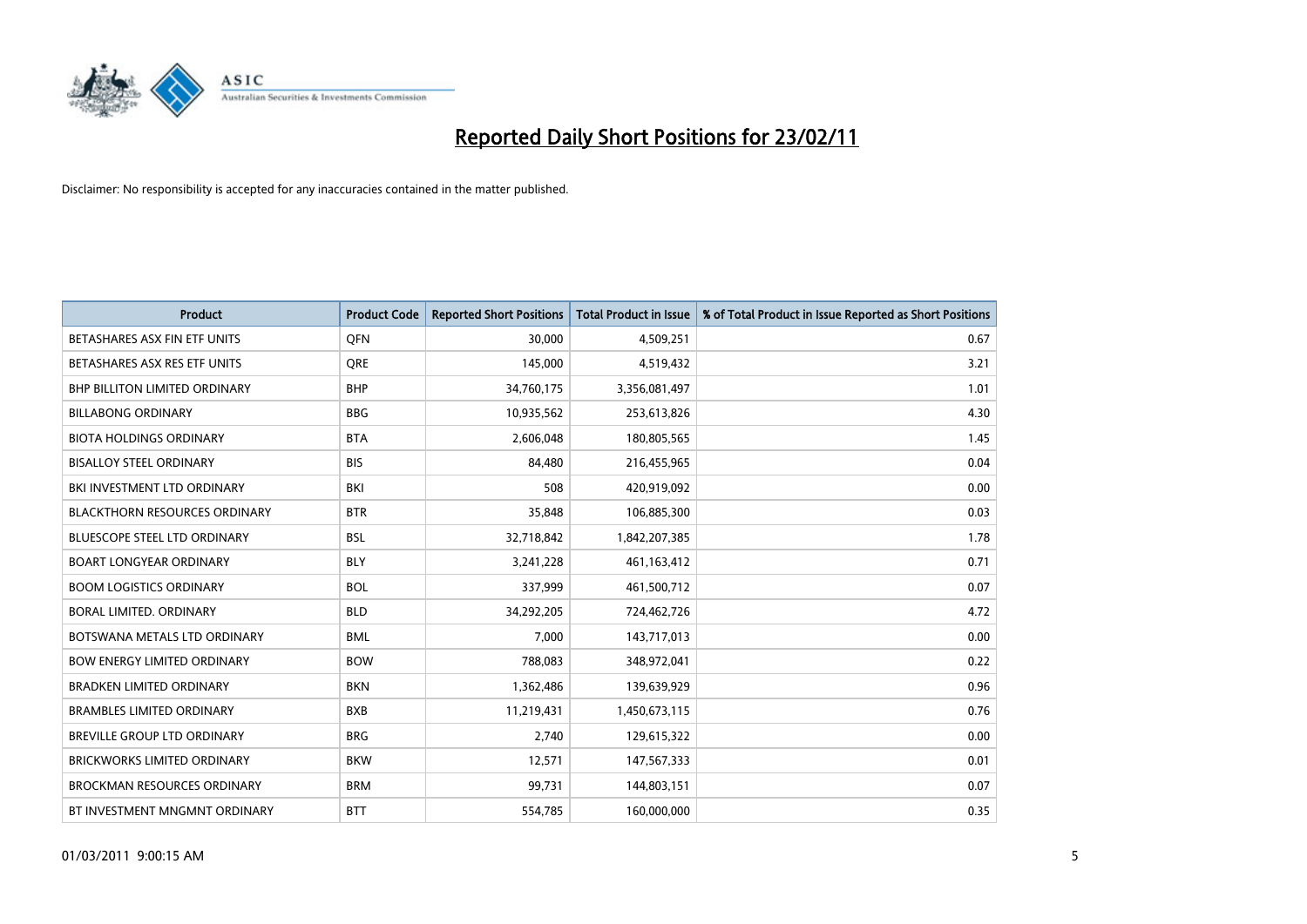# Reported Daily Short Positions for 23/02/11

Disclaimer: No responsibility is accepted for any inaccuracies contained in the matter published.

| Product | Product Code | Reported Short Positions | Total Product in Issue | % of Total Product in Issue Reported as Short Positions |
|---|---|---|---|---|
| BETASHARES ASX FIN ETF UNITS | QFN | 30,000 | 4,509,251 | 0.67 |
| BETASHARES ASX RES ETF UNITS | QRE | 145,000 | 4,519,432 | 3.21 |
| BHP BILLITON LIMITED ORDINARY | BHP | 34,760,175 | 3,356,081,497 | 1.01 |
| BILLABONG ORDINARY | BBG | 10,935,562 | 253,613,826 | 4.30 |
| BIOTA HOLDINGS ORDINARY | BTA | 2,606,048 | 180,805,565 | 1.45 |
| BISALLOY STEEL ORDINARY | BIS | 84,480 | 216,455,965 | 0.04 |
| BKI INVESTMENT LTD ORDINARY | BKI | 508 | 420,919,092 | 0.00 |
| BLACKTHORN RESOURCES ORDINARY | BTR | 35,848 | 106,885,300 | 0.03 |
| BLUESCOPE STEEL LTD ORDINARY | BSL | 32,718,842 | 1,842,207,385 | 1.78 |
| BOART LONGYEAR ORDINARY | BLY | 3,241,228 | 461,163,412 | 0.71 |
| BOOM LOGISTICS ORDINARY | BOL | 337,999 | 461,500,712 | 0.07 |
| BORAL LIMITED. ORDINARY | BLD | 34,292,205 | 724,462,726 | 4.72 |
| BOTSWANA METALS LTD ORDINARY | BML | 7,000 | 143,717,013 | 0.00 |
| BOW ENERGY LIMITED ORDINARY | BOW | 788,083 | 348,972,041 | 0.22 |
| BRADKEN LIMITED ORDINARY | BKN | 1,362,486 | 139,639,929 | 0.96 |
| BRAMBLES LIMITED ORDINARY | BXB | 11,219,431 | 1,450,673,115 | 0.76 |
| BREVILLE GROUP LTD ORDINARY | BRG | 2,740 | 129,615,322 | 0.00 |
| BRICKWORKS LIMITED ORDINARY | BKW | 12,571 | 147,567,333 | 0.01 |
| BROCKMAN RESOURCES ORDINARY | BRM | 99,731 | 144,803,151 | 0.07 |
| BT INVESTMENT MNGMNT ORDINARY | BTT | 554,785 | 160,000,000 | 0.35 |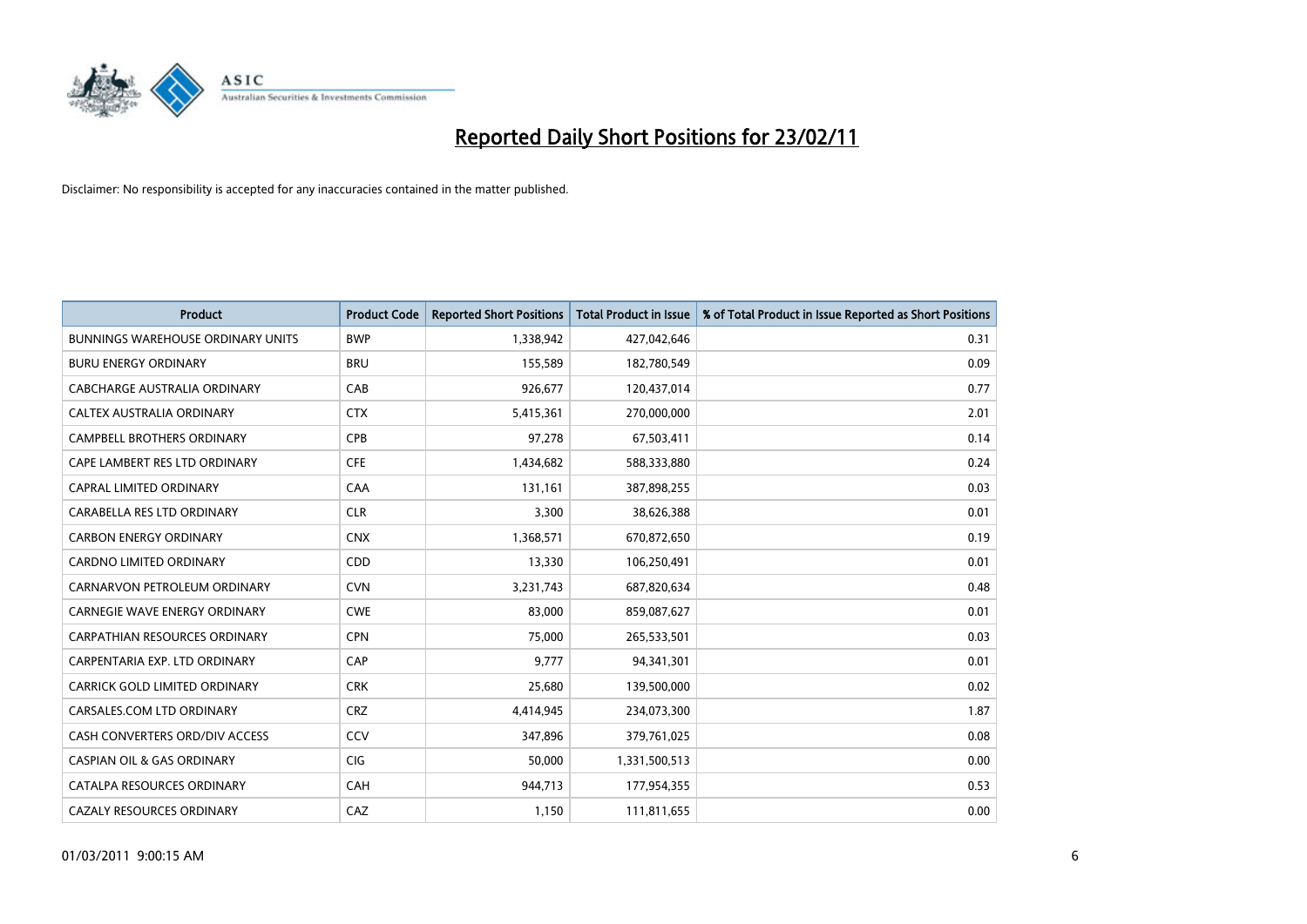# Reported Daily Short Positions for 23/02/11

Disclaimer: No responsibility is accepted for any inaccuracies contained in the matter published.

| Product | Product Code | Reported Short Positions | Total Product in Issue | % of Total Product in Issue Reported as Short Positions |
|---|---|---|---|---|
| BUNNINGS WAREHOUSE ORDINARY UNITS | BWP | 1,338,942 | 427,042,646 | 0.31 |
| BURU ENERGY ORDINARY | BRU | 155,589 | 182,780,549 | 0.09 |
| CABCHARGE AUSTRALIA ORDINARY | CAB | 926,677 | 120,437,014 | 0.77 |
| CALTEX AUSTRALIA ORDINARY | CTX | 5,415,361 | 270,000,000 | 2.01 |
| CAMPBELL BROTHERS ORDINARY | CPB | 97,278 | 67,503,411 | 0.14 |
| CAPE LAMBERT RES LTD ORDINARY | CFE | 1,434,682 | 588,333,880 | 0.24 |
| CAPRAL LIMITED ORDINARY | CAA | 131,161 | 387,898,255 | 0.03 |
| CARABELLA RES LTD ORDINARY | CLR | 3,300 | 38,626,388 | 0.01 |
| CARBON ENERGY ORDINARY | CNX | 1,368,571 | 670,872,650 | 0.19 |
| CARDNO LIMITED ORDINARY | CDD | 13,330 | 106,250,491 | 0.01 |
| CARNARVON PETROLEUM ORDINARY | CVN | 3,231,743 | 687,820,634 | 0.48 |
| CARNEGIE WAVE ENERGY ORDINARY | CWE | 83,000 | 859,087,627 | 0.01 |
| CARPATHIAN RESOURCES ORDINARY | CPN | 75,000 | 265,533,501 | 0.03 |
| CARPENTARIA EXP. LTD ORDINARY | CAP | 9,777 | 94,341,301 | 0.01 |
| CARRICK GOLD LIMITED ORDINARY | CRK | 25,680 | 139,500,000 | 0.02 |
| CARSALES.COM LTD ORDINARY | CRZ | 4,414,945 | 234,073,300 | 1.87 |
| CASH CONVERTERS ORD/DIV ACCESS | CCV | 347,896 | 379,761,025 | 0.08 |
| CASPIAN OIL & GAS ORDINARY | CIG | 50,000 | 1,331,500,513 | 0.00 |
| CATALPA RESOURCES ORDINARY | CAH | 944,713 | 177,954,355 | 0.53 |
| CAZALY RESOURCES ORDINARY | CAZ | 1,150 | 111,811,655 | 0.00 |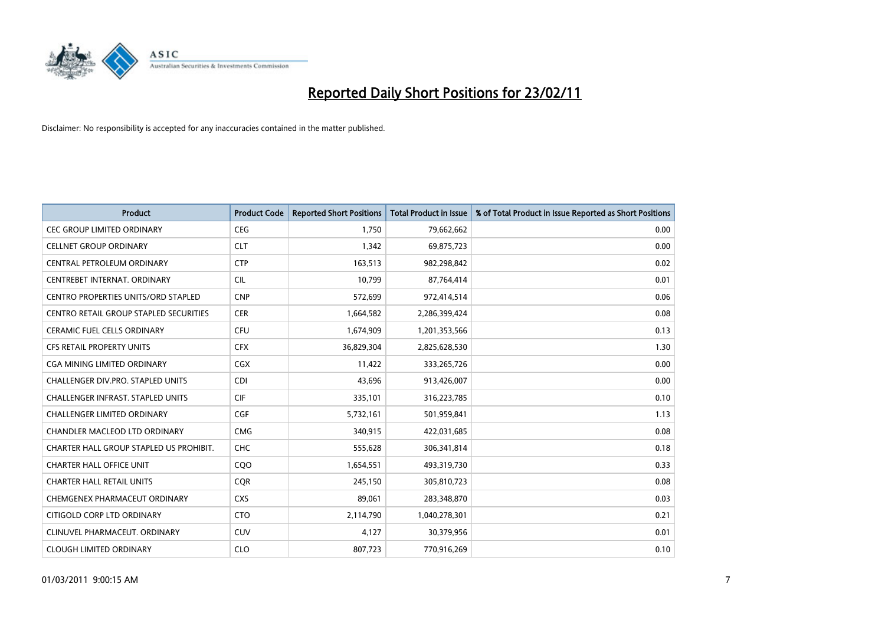# Reported Daily Short Positions for 23/02/11

Disclaimer: No responsibility is accepted for any inaccuracies contained in the matter published.

| Product | Product Code | Reported Short Positions | Total Product in Issue | % of Total Product in Issue Reported as Short Positions |
|---|---|---|---|---|
| CEC GROUP LIMITED ORDINARY | CEG | 1,750 | 79,662,662 | 0.00 |
| CELLNET GROUP ORDINARY | CLT | 1,342 | 69,875,723 | 0.00 |
| CENTRAL PETROLEUM ORDINARY | CTP | 163,513 | 982,298,842 | 0.02 |
| CENTREBET INTERNAT. ORDINARY | CIL | 10,799 | 87,764,414 | 0.01 |
| CENTRO PROPERTIES UNITS/ORD STAPLED | CNP | 572,699 | 972,414,514 | 0.06 |
| CENTRO RETAIL GROUP STAPLED SECURITIES | CER | 1,664,582 | 2,286,399,424 | 0.08 |
| CERAMIC FUEL CELLS ORDINARY | CFU | 1,674,909 | 1,201,353,566 | 0.13 |
| CFS RETAIL PROPERTY UNITS | CFX | 36,829,304 | 2,825,628,530 | 1.30 |
| CGA MINING LIMITED ORDINARY | CGX | 11,422 | 333,265,726 | 0.00 |
| CHALLENGER DIV.PRO. STAPLED UNITS | CDI | 43,696 | 913,426,007 | 0.00 |
| CHALLENGER INFRAST. STAPLED UNITS | CIF | 335,101 | 316,223,785 | 0.10 |
| CHALLENGER LIMITED ORDINARY | CGF | 5,732,161 | 501,959,841 | 1.13 |
| CHANDLER MACLEOD LTD ORDINARY | CMG | 340,915 | 422,031,685 | 0.08 |
| CHARTER HALL GROUP STAPLED US PROHIBIT. | CHC | 555,628 | 306,341,814 | 0.18 |
| CHARTER HALL OFFICE UNIT | CQO | 1,654,551 | 493,319,730 | 0.33 |
| CHARTER HALL RETAIL UNITS | CQR | 245,150 | 305,810,723 | 0.08 |
| CHEMGENEX PHARMACEUT ORDINARY | CXS | 89,061 | 283,348,870 | 0.03 |
| CITIGOLD CORP LTD ORDINARY | CTO | 2,114,790 | 1,040,278,301 | 0.21 |
| CLINUVEL PHARMACEUT. ORDINARY | CUV | 4,127 | 30,379,956 | 0.01 |
| CLOUGH LIMITED ORDINARY | CLO | 807,723 | 770,916,269 | 0.10 |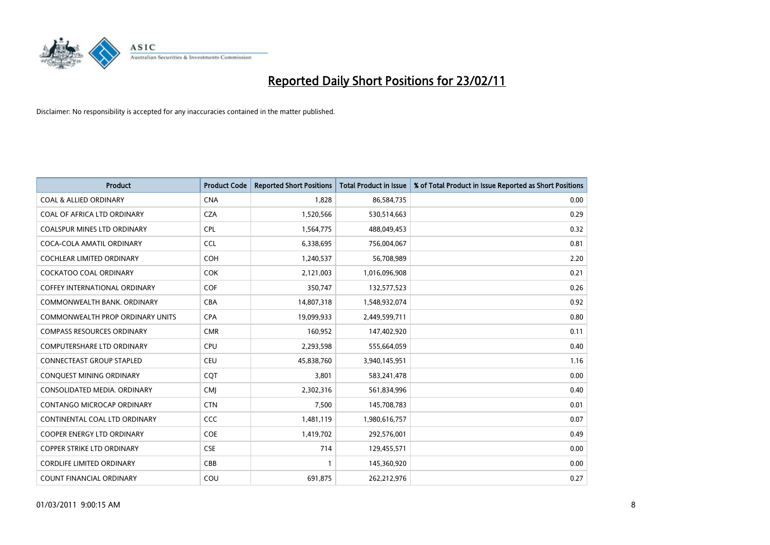# Reported Daily Short Positions for 23/02/11

Disclaimer: No responsibility is accepted for any inaccuracies contained in the matter published.

| Product | Product Code | Reported Short Positions | Total Product in Issue | % of Total Product in Issue Reported as Short Positions |
|---|---|---|---|---|
| COAL & ALLIED ORDINARY | CNA | 1,828 | 86,584,735 | 0.00 |
| COAL OF AFRICA LTD ORDINARY | CZA | 1,520,566 | 530,514,663 | 0.29 |
| COALSPUR MINES LTD ORDINARY | CPL | 1,564,775 | 488,049,453 | 0.32 |
| COCA-COLA AMATIL ORDINARY | CCL | 6,338,695 | 756,004,067 | 0.81 |
| COCHLEAR LIMITED ORDINARY | COH | 1,240,537 | 56,708,989 | 2.20 |
| COCKATOO COAL ORDINARY | COK | 2,121,003 | 1,016,096,908 | 0.21 |
| COFFEY INTERNATIONAL ORDINARY | COF | 350,747 | 132,577,523 | 0.26 |
| COMMONWEALTH BANK. ORDINARY | CBA | 14,807,318 | 1,548,932,074 | 0.92 |
| COMMONWEALTH PROP ORDINARY UNITS | CPA | 19,099,933 | 2,449,599,711 | 0.80 |
| COMPASS RESOURCES ORDINARY | CMR | 160,952 | 147,402,920 | 0.11 |
| COMPUTERSHARE LTD ORDINARY | CPU | 2,293,598 | 555,664,059 | 0.40 |
| CONNECTEAST GROUP STAPLED | CEU | 45,838,760 | 3,940,145,951 | 1.16 |
| CONQUEST MINING ORDINARY | CQT | 3,801 | 583,241,478 | 0.00 |
| CONSOLIDATED MEDIA. ORDINARY | CMJ | 2,302,316 | 561,834,996 | 0.40 |
| CONTANGO MICROCAP ORDINARY | CTN | 7,500 | 145,708,783 | 0.01 |
| CONTINENTAL COAL LTD ORDINARY | CCC | 1,481,119 | 1,980,616,757 | 0.07 |
| COOPER ENERGY LTD ORDINARY | COE | 1,419,702 | 292,576,001 | 0.49 |
| COPPER STRIKE LTD ORDINARY | CSE | 714 | 129,455,571 | 0.00 |
| CORDLIFE LIMITED ORDINARY | CBB | 1 | 145,360,920 | 0.00 |
| COUNT FINANCIAL ORDINARY | COU | 691,875 | 262,212,976 | 0.27 |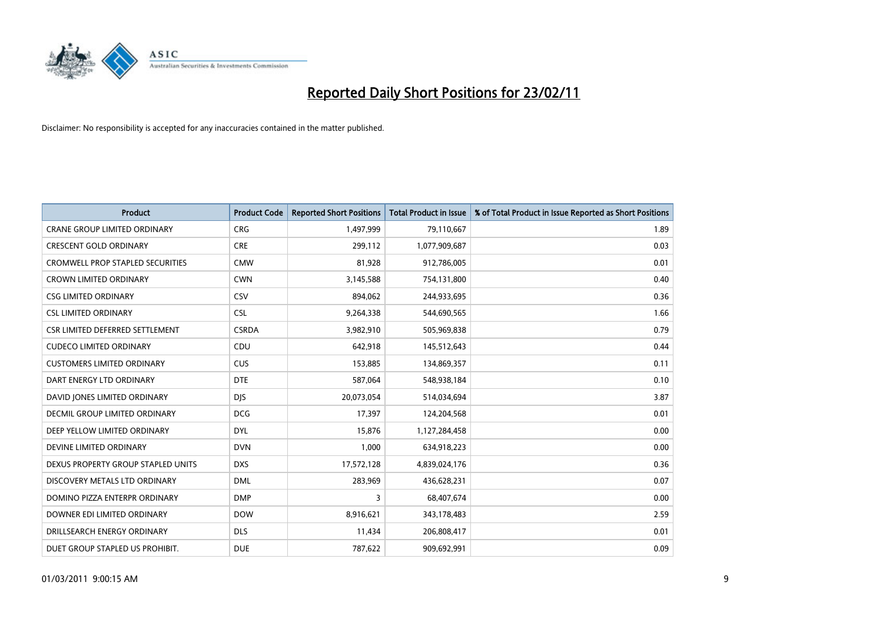# Reported Daily Short Positions for 23/02/11

Disclaimer: No responsibility is accepted for any inaccuracies contained in the matter published.

| Product | Product Code | Reported Short Positions | Total Product in Issue | % of Total Product in Issue Reported as Short Positions |
|---|---|---|---|---|
| CRANE GROUP LIMITED ORDINARY | CRG | 1,497,999 | 79,110,667 | 1.89 |
| CRESCENT GOLD ORDINARY | CRE | 299,112 | 1,077,909,687 | 0.03 |
| CROMWELL PROP STAPLED SECURITIES | CMW | 81,928 | 912,786,005 | 0.01 |
| CROWN LIMITED ORDINARY | CWN | 3,145,588 | 754,131,800 | 0.40 |
| CSG LIMITED ORDINARY | CSV | 894,062 | 244,933,695 | 0.36 |
| CSL LIMITED ORDINARY | CSL | 9,264,338 | 544,690,565 | 1.66 |
| CSR LIMITED DEFERRED SETTLEMENT | CSRDA | 3,982,910 | 505,969,838 | 0.79 |
| CUDECO LIMITED ORDINARY | CDU | 642,918 | 145,512,643 | 0.44 |
| CUSTOMERS LIMITED ORDINARY | CUS | 153,885 | 134,869,357 | 0.11 |
| DART ENERGY LTD ORDINARY | DTE | 587,064 | 548,938,184 | 0.10 |
| DAVID JONES LIMITED ORDINARY | DJS | 20,073,054 | 514,034,694 | 3.87 |
| DECMIL GROUP LIMITED ORDINARY | DCG | 17,397 | 124,204,568 | 0.01 |
| DEEP YELLOW LIMITED ORDINARY | DYL | 15,876 | 1,127,284,458 | 0.00 |
| DEVINE LIMITED ORDINARY | DVN | 1,000 | 634,918,223 | 0.00 |
| DEXUS PROPERTY GROUP STAPLED UNITS | DXS | 17,572,128 | 4,839,024,176 | 0.36 |
| DISCOVERY METALS LTD ORDINARY | DML | 283,969 | 436,628,231 | 0.07 |
| DOMINO PIZZA ENTERPR ORDINARY | DMP | 3 | 68,407,674 | 0.00 |
| DOWNER EDI LIMITED ORDINARY | DOW | 8,916,621 | 343,178,483 | 2.59 |
| DRILLSEARCH ENERGY ORDINARY | DLS | 11,434 | 206,808,417 | 0.01 |
| DUET GROUP STAPLED US PROHIBIT. | DUE | 787,622 | 909,692,991 | 0.09 |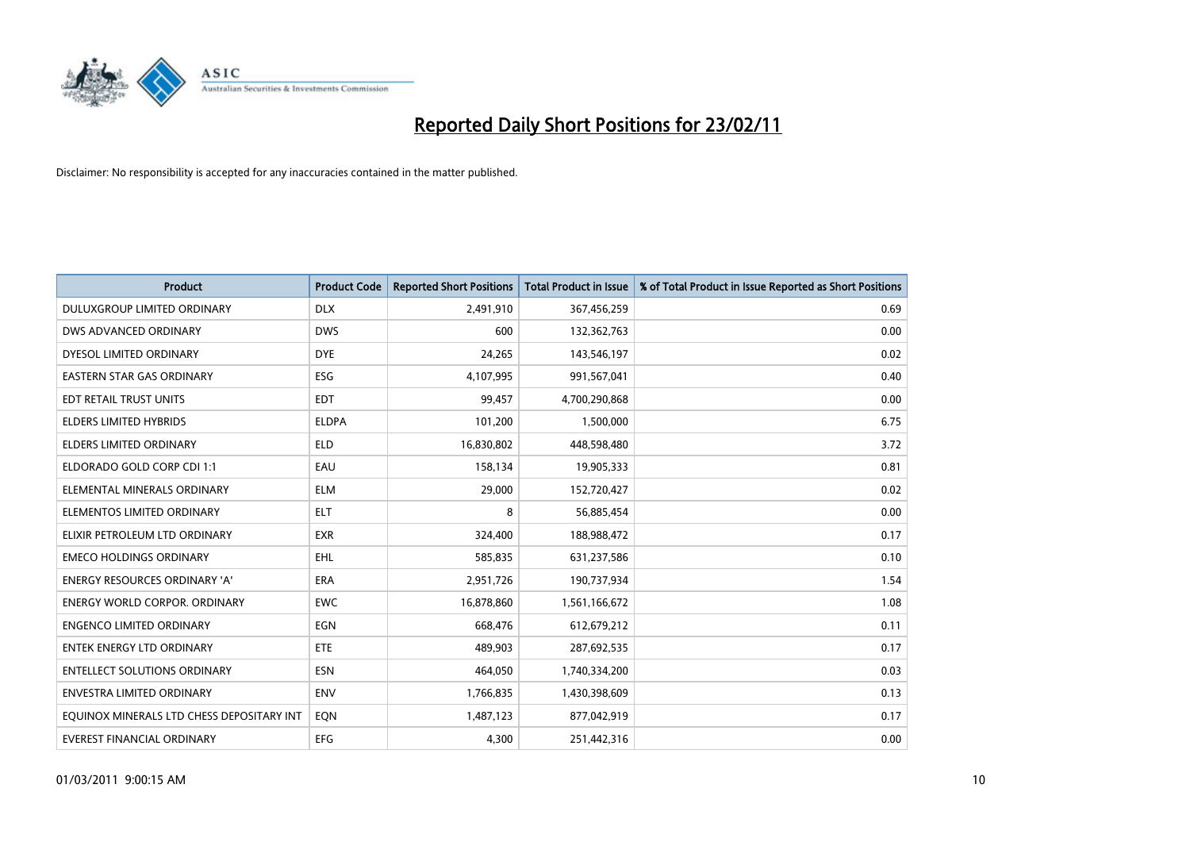# Reported Daily Short Positions for 23/02/11

Disclaimer: No responsibility is accepted for any inaccuracies contained in the matter published.

| Product | Product Code | Reported Short Positions | Total Product in Issue | % of Total Product in Issue Reported as Short Positions |
|---|---|---|---|---|
| DULUXGROUP LIMITED ORDINARY | DLX | 2,491,910 | 367,456,259 | 0.69 |
| DWS ADVANCED ORDINARY | DWS | 600 | 132,362,763 | 0.00 |
| DYESOL LIMITED ORDINARY | DYE | 24,265 | 143,546,197 | 0.02 |
| EASTERN STAR GAS ORDINARY | ESG | 4,107,995 | 991,567,041 | 0.40 |
| EDT RETAIL TRUST UNITS | EDT | 99,457 | 4,700,290,868 | 0.00 |
| ELDERS LIMITED HYBRIDS | ELDPA | 101,200 | 1,500,000 | 6.75 |
| ELDERS LIMITED ORDINARY | ELD | 16,830,802 | 448,598,480 | 3.72 |
| ELDORADO GOLD CORP CDI 1:1 | EAU | 158,134 | 19,905,333 | 0.81 |
| ELEMENTAL MINERALS ORDINARY | ELM | 29,000 | 152,720,427 | 0.02 |
| ELEMENTOS LIMITED ORDINARY | ELT | 8 | 56,885,454 | 0.00 |
| ELIXIR PETROLEUM LTD ORDINARY | EXR | 324,400 | 188,988,472 | 0.17 |
| EMECO HOLDINGS ORDINARY | EHL | 585,835 | 631,237,586 | 0.10 |
| ENERGY RESOURCES ORDINARY 'A' | ERA | 2,951,726 | 190,737,934 | 1.54 |
| ENERGY WORLD CORPOR. ORDINARY | EWC | 16,878,860 | 1,561,166,672 | 1.08 |
| ENGENCO LIMITED ORDINARY | EGN | 668,476 | 612,679,212 | 0.11 |
| ENTEK ENERGY LTD ORDINARY | ETE | 489,903 | 287,692,535 | 0.17 |
| ENTELLECT SOLUTIONS ORDINARY | ESN | 464,050 | 1,740,334,200 | 0.03 |
| ENVESTRA LIMITED ORDINARY | ENV | 1,766,835 | 1,430,398,609 | 0.13 |
| EQUINOX MINERALS LTD CHESS DEPOSITARY INT | EQN | 1,487,123 | 877,042,919 | 0.17 |
| EVEREST FINANCIAL ORDINARY | EFG | 4,300 | 251,442,316 | 0.00 |

01/03/2011 9:00:15 AM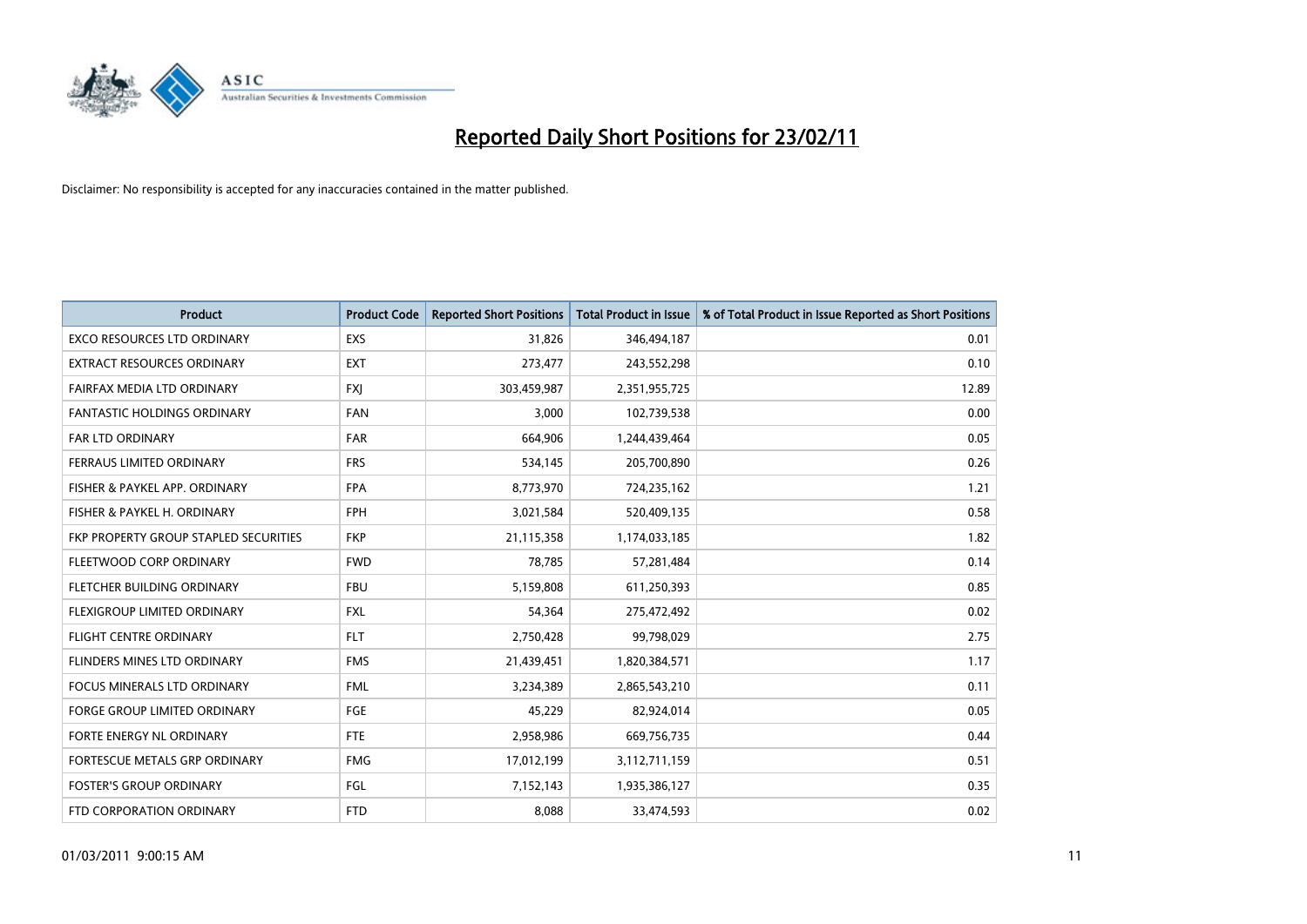# Reported Daily Short Positions for 23/02/11

Disclaimer: No responsibility is accepted for any inaccuracies contained in the matter published.

| Product | Product Code | Reported Short Positions | Total Product in Issue | % of Total Product in Issue Reported as Short Positions |
|---|---|---|---|---|
| EXCO RESOURCES LTD ORDINARY | EXS | 31,826 | 346,494,187 | 0.01 |
| EXTRACT RESOURCES ORDINARY | EXT | 273,477 | 243,552,298 | 0.10 |
| FAIRFAX MEDIA LTD ORDINARY | FXJ | 303,459,987 | 2,351,955,725 | 12.89 |
| FANTASTIC HOLDINGS ORDINARY | FAN | 3,000 | 102,739,538 | 0.00 |
| FAR LTD ORDINARY | FAR | 664,906 | 1,244,439,464 | 0.05 |
| FERRAUS LIMITED ORDINARY | FRS | 534,145 | 205,700,890 | 0.26 |
| FISHER & PAYKEL APP. ORDINARY | FPA | 8,773,970 | 724,235,162 | 1.21 |
| FISHER & PAYKEL H. ORDINARY | FPH | 3,021,584 | 520,409,135 | 0.58 |
| FKP PROPERTY GROUP STAPLED SECURITIES | FKP | 21,115,358 | 1,174,033,185 | 1.82 |
| FLEETWOOD CORP ORDINARY | FWD | 78,785 | 57,281,484 | 0.14 |
| FLETCHER BUILDING ORDINARY | FBU | 5,159,808 | 611,250,393 | 0.85 |
| FLEXIGROUP LIMITED ORDINARY | FXL | 54,364 | 275,472,492 | 0.02 |
| FLIGHT CENTRE ORDINARY | FLT | 2,750,428 | 99,798,029 | 2.75 |
| FLINDERS MINES LTD ORDINARY | FMS | 21,439,451 | 1,820,384,571 | 1.17 |
| FOCUS MINERALS LTD ORDINARY | FML | 3,234,389 | 2,865,543,210 | 0.11 |
| FORGE GROUP LIMITED ORDINARY | FGE | 45,229 | 82,924,014 | 0.05 |
| FORTE ENERGY NL ORDINARY | FTE | 2,958,986 | 669,756,735 | 0.44 |
| FORTESCUE METALS GRP ORDINARY | FMG | 17,012,199 | 3,112,711,159 | 0.51 |
| FOSTER'S GROUP ORDINARY | FGL | 7,152,143 | 1,935,386,127 | 0.35 |
| FTD CORPORATION ORDINARY | FTD | 8,088 | 33,474,593 | 0.02 |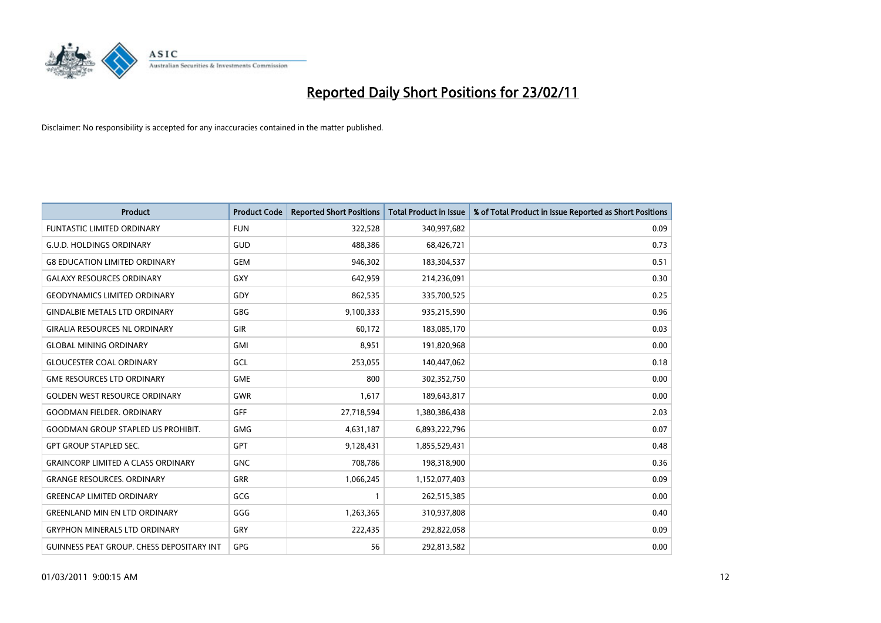# Reported Daily Short Positions for 23/02/11

Disclaimer: No responsibility is accepted for any inaccuracies contained in the matter published.

| Product | Product Code | Reported Short Positions | Total Product in Issue | % of Total Product in Issue Reported as Short Positions |
|---|---|---|---|---|
| FUNTASTIC LIMITED ORDINARY | FUN | 322,528 | 340,997,682 | 0.09 |
| G.U.D. HOLDINGS ORDINARY | GUD | 488,386 | 68,426,721 | 0.73 |
| G8 EDUCATION LIMITED ORDINARY | GEM | 946,302 | 183,304,537 | 0.51 |
| GALAXY RESOURCES ORDINARY | GXY | 642,959 | 214,236,091 | 0.30 |
| GEODYNAMICS LIMITED ORDINARY | GDY | 862,535 | 335,700,525 | 0.25 |
| GINDALBIE METALS LTD ORDINARY | GBG | 9,100,333 | 935,215,590 | 0.96 |
| GIRALIA RESOURCES NL ORDINARY | GIR | 60,172 | 183,085,170 | 0.03 |
| GLOBAL MINING ORDINARY | GMI | 8,951 | 191,820,968 | 0.00 |
| GLOUCESTER COAL ORDINARY | GCL | 253,055 | 140,447,062 | 0.18 |
| GME RESOURCES LTD ORDINARY | GME | 800 | 302,352,750 | 0.00 |
| GOLDEN WEST RESOURCE ORDINARY | GWR | 1,617 | 189,643,817 | 0.00 |
| GOODMAN FIELDER. ORDINARY | GFF | 27,718,594 | 1,380,386,438 | 2.03 |
| GOODMAN GROUP STAPLED US PROHIBIT. | GMG | 4,631,187 | 6,893,222,796 | 0.07 |
| GPT GROUP STAPLED SEC. | GPT | 9,128,431 | 1,855,529,431 | 0.48 |
| GRAINCORP LIMITED A CLASS ORDINARY | GNC | 708,786 | 198,318,900 | 0.36 |
| GRANGE RESOURCES. ORDINARY | GRR | 1,066,245 | 1,152,077,403 | 0.09 |
| GREENCAP LIMITED ORDINARY | GCG | 1 | 262,515,385 | 0.00 |
| GREENLAND MIN EN LTD ORDINARY | GGG | 1,263,365 | 310,937,808 | 0.40 |
| GRYPHON MINERALS LTD ORDINARY | GRY | 222,435 | 292,822,058 | 0.09 |
| GUINNESS PEAT GROUP. CHESS DEPOSITARY INT | GPG | 56 | 292,813,582 | 0.00 |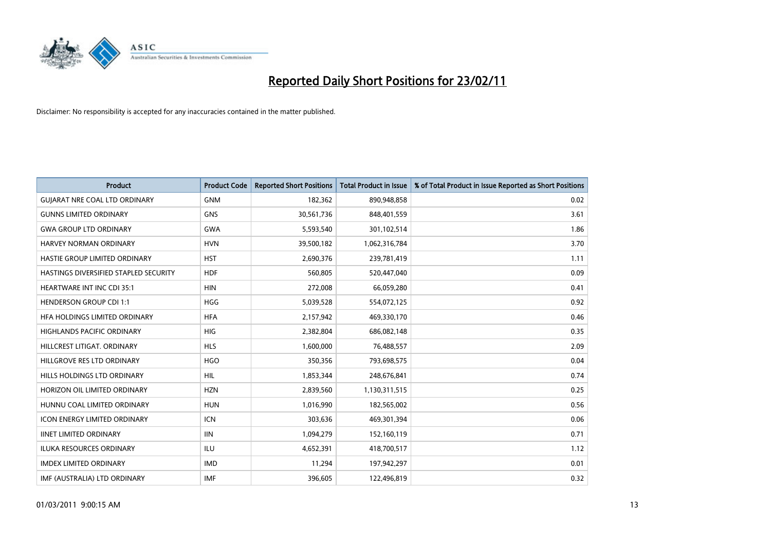# Reported Daily Short Positions for 23/02/11

Disclaimer: No responsibility is accepted for any inaccuracies contained in the matter published.

| Product | Product Code | Reported Short Positions | Total Product in Issue | % of Total Product in Issue Reported as Short Positions |
|---|---|---|---|---|
| GUJARAT NRE COAL LTD ORDINARY | GNM | 182,362 | 890,948,858 | 0.02 |
| GUNNS LIMITED ORDINARY | GNS | 30,561,736 | 848,401,559 | 3.61 |
| GWA GROUP LTD ORDINARY | GWA | 5,593,540 | 301,102,514 | 1.86 |
| HARVEY NORMAN ORDINARY | HVN | 39,500,182 | 1,062,316,784 | 3.70 |
| HASTIE GROUP LIMITED ORDINARY | HST | 2,690,376 | 239,781,419 | 1.11 |
| HASTINGS DIVERSIFIED STAPLED SECURITY | HDF | 560,805 | 520,447,040 | 0.09 |
| HEARTWARE INT INC CDI 35:1 | HIN | 272,008 | 66,059,280 | 0.41 |
| HENDERSON GROUP CDI 1:1 | HGG | 5,039,528 | 554,072,125 | 0.92 |
| HFA HOLDINGS LIMITED ORDINARY | HFA | 2,157,942 | 469,330,170 | 0.46 |
| HIGHLANDS PACIFIC ORDINARY | HIG | 2,382,804 | 686,082,148 | 0.35 |
| HILLCREST LITIGAT. ORDINARY | HLS | 1,600,000 | 76,488,557 | 2.09 |
| HILLGROVE RES LTD ORDINARY | HGO | 350,356 | 793,698,575 | 0.04 |
| HILLS HOLDINGS LTD ORDINARY | HIL | 1,853,344 | 248,676,841 | 0.74 |
| HORIZON OIL LIMITED ORDINARY | HZN | 2,839,560 | 1,130,311,515 | 0.25 |
| HUNNU COAL LIMITED ORDINARY | HUN | 1,016,990 | 182,565,002 | 0.56 |
| ICON ENERGY LIMITED ORDINARY | ICN | 303,636 | 469,301,394 | 0.06 |
| IINET LIMITED ORDINARY | IIN | 1,094,279 | 152,160,119 | 0.71 |
| ILUKA RESOURCES ORDINARY | ILU | 4,652,391 | 418,700,517 | 1.12 |
| IMDEX LIMITED ORDINARY | IMD | 11,294 | 197,942,297 | 0.01 |
| IMF (AUSTRALIA) LTD ORDINARY | IMF | 396,605 | 122,496,819 | 0.32 |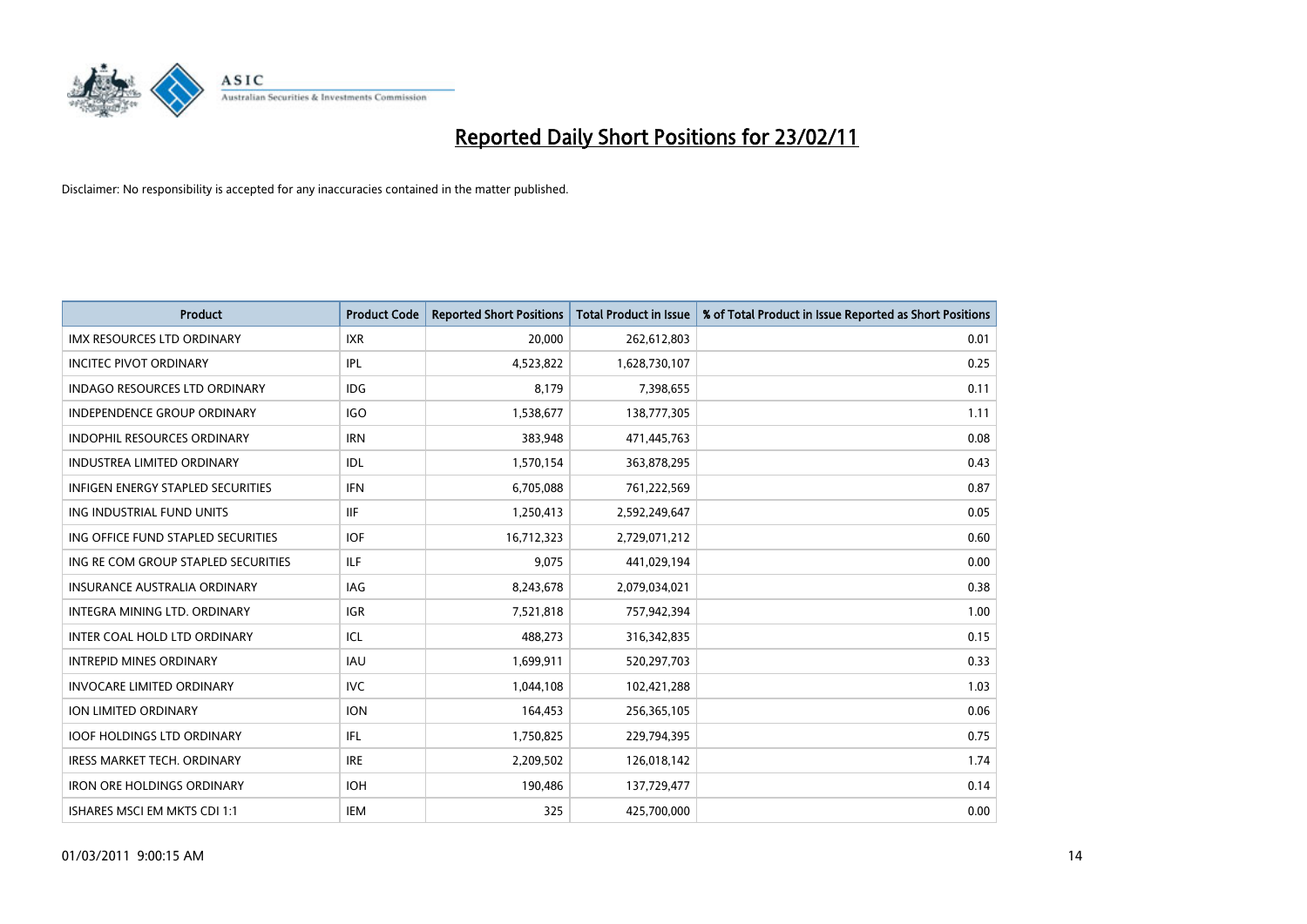# Reported Daily Short Positions for 23/02/11

Disclaimer: No responsibility is accepted for any inaccuracies contained in the matter published.

| Product | Product Code | Reported Short Positions | Total Product in Issue | % of Total Product in Issue Reported as Short Positions |
|---|---|---|---|---|
| IMX RESOURCES LTD ORDINARY | IXR | 20,000 | 262,612,803 | 0.01 |
| INCITEC PIVOT ORDINARY | IPL | 4,523,822 | 1,628,730,107 | 0.25 |
| INDAGO RESOURCES LTD ORDINARY | IDG | 8,179 | 7,398,655 | 0.11 |
| INDEPENDENCE GROUP ORDINARY | IGO | 1,538,677 | 138,777,305 | 1.11 |
| INDOPHIL RESOURCES ORDINARY | IRN | 383,948 | 471,445,763 | 0.08 |
| INDUSTREA LIMITED ORDINARY | IDL | 1,570,154 | 363,878,295 | 0.43 |
| INFIGEN ENERGY STAPLED SECURITIES | IFN | 6,705,088 | 761,222,569 | 0.87 |
| ING INDUSTRIAL FUND UNITS | IIF | 1,250,413 | 2,592,249,647 | 0.05 |
| ING OFFICE FUND STAPLED SECURITIES | IOF | 16,712,323 | 2,729,071,212 | 0.60 |
| ING RE COM GROUP STAPLED SECURITIES | ILF | 9,075 | 441,029,194 | 0.00 |
| INSURANCE AUSTRALIA ORDINARY | IAG | 8,243,678 | 2,079,034,021 | 0.38 |
| INTEGRA MINING LTD. ORDINARY | IGR | 7,521,818 | 757,942,394 | 1.00 |
| INTER COAL HOLD LTD ORDINARY | ICL | 488,273 | 316,342,835 | 0.15 |
| INTREPID MINES ORDINARY | IAU | 1,699,911 | 520,297,703 | 0.33 |
| INVOCARE LIMITED ORDINARY | IVC | 1,044,108 | 102,421,288 | 1.03 |
| ION LIMITED ORDINARY | ION | 164,453 | 256,365,105 | 0.06 |
| IOOF HOLDINGS LTD ORDINARY | IFL | 1,750,825 | 229,794,395 | 0.75 |
| IRESS MARKET TECH. ORDINARY | IRE | 2,209,502 | 126,018,142 | 1.74 |
| IRON ORE HOLDINGS ORDINARY | IOH | 190,486 | 137,729,477 | 0.14 |
| ISHARES MSCI EM MKTS CDI 1:1 | IEM | 325 | 425,700,000 | 0.00 |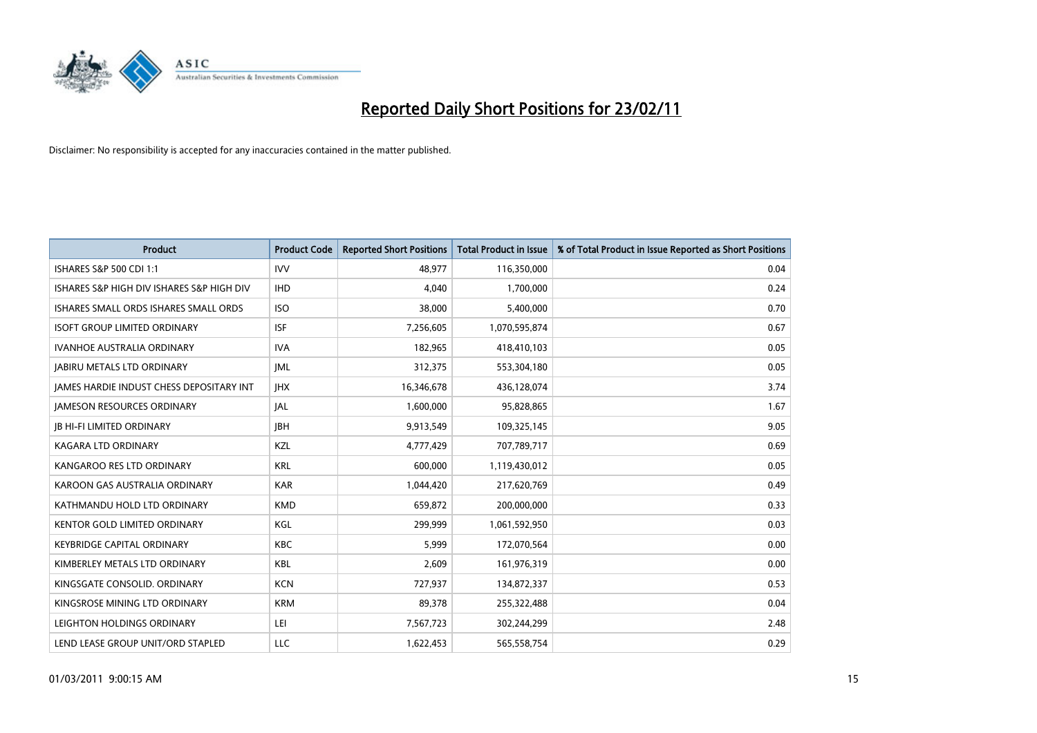# Reported Daily Short Positions for 23/02/11

Disclaimer: No responsibility is accepted for any inaccuracies contained in the matter published.

| Product | Product Code | Reported Short Positions | Total Product in Issue | % of Total Product in Issue Reported as Short Positions |
|---|---|---|---|---|
| ISHARES S&P 500 CDI 1:1 | IVV | 48,977 | 116,350,000 | 0.04 |
| ISHARES S&P HIGH DIV ISHARES S&P HIGH DIV | IHD | 4,040 | 1,700,000 | 0.24 |
| ISHARES SMALL ORDS ISHARES SMALL ORDS | ISO | 38,000 | 5,400,000 | 0.70 |
| ISOFT GROUP LIMITED ORDINARY | ISF | 7,256,605 | 1,070,595,874 | 0.67 |
| IVANHOE AUSTRALIA ORDINARY | IVA | 182,965 | 418,410,103 | 0.05 |
| JABIRU METALS LTD ORDINARY | JML | 312,375 | 553,304,180 | 0.05 |
| JAMES HARDIE INDUST CHESS DEPOSITARY INT | JHX | 16,346,678 | 436,128,074 | 3.74 |
| JAMESON RESOURCES ORDINARY | JAL | 1,600,000 | 95,828,865 | 1.67 |
| JB HI-FI LIMITED ORDINARY | JBH | 9,913,549 | 109,325,145 | 9.05 |
| KAGARA LTD ORDINARY | KZL | 4,777,429 | 707,789,717 | 0.69 |
| KANGAROO RES LTD ORDINARY | KRL | 600,000 | 1,119,430,012 | 0.05 |
| KAROON GAS AUSTRALIA ORDINARY | KAR | 1,044,420 | 217,620,769 | 0.49 |
| KATHMANDU HOLD LTD ORDINARY | KMD | 659,872 | 200,000,000 | 0.33 |
| KENTOR GOLD LIMITED ORDINARY | KGL | 299,999 | 1,061,592,950 | 0.03 |
| KEYBRIDGE CAPITAL ORDINARY | KBC | 5,999 | 172,070,564 | 0.00 |
| KIMBERLEY METALS LTD ORDINARY | KBL | 2,609 | 161,976,319 | 0.00 |
| KINGSGATE CONSOLID. ORDINARY | KCN | 727,937 | 134,872,337 | 0.53 |
| KINGSROSE MINING LTD ORDINARY | KRM | 89,378 | 255,322,488 | 0.04 |
| LEIGHTON HOLDINGS ORDINARY | LEI | 7,567,723 | 302,244,299 | 2.48 |
| LEND LEASE GROUP UNIT/ORD STAPLED | LLC | 1,622,453 | 565,558,754 | 0.29 |

01/03/2011 9:00:15 AM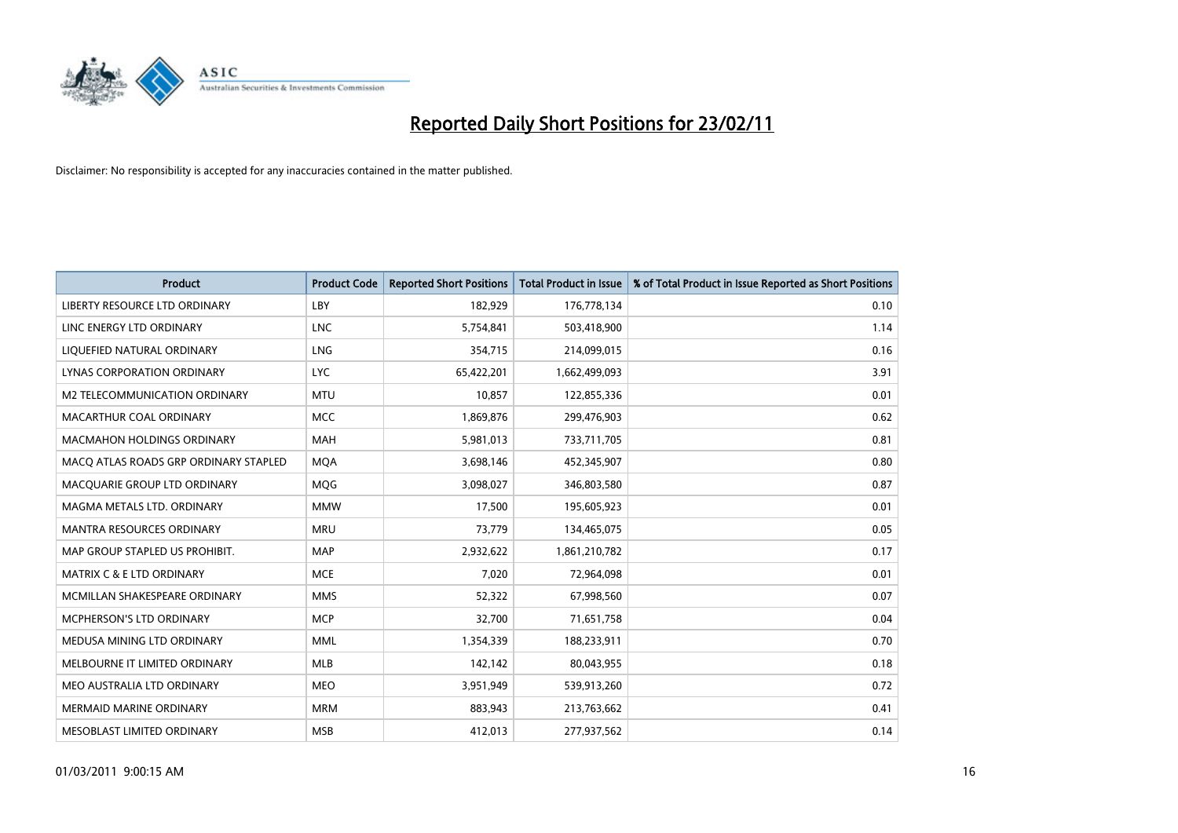# Reported Daily Short Positions for 23/02/11

Disclaimer: No responsibility is accepted for any inaccuracies contained in the matter published.

| Product | Product Code | Reported Short Positions | Total Product in Issue | % of Total Product in Issue Reported as Short Positions |
|---|---|---|---|---|
| LIBERTY RESOURCE LTD ORDINARY | LBY | 182,929 | 176,778,134 | 0.10 |
| LINC ENERGY LTD ORDINARY | LNC | 5,754,841 | 503,418,900 | 1.14 |
| LIQUEFIED NATURAL ORDINARY | LNG | 354,715 | 214,099,015 | 0.16 |
| LYNAS CORPORATION ORDINARY | LYC | 65,422,201 | 1,662,499,093 | 3.91 |
| M2 TELECOMMUNICATION ORDINARY | MTU | 10,857 | 122,855,336 | 0.01 |
| MACARTHUR COAL ORDINARY | MCC | 1,869,876 | 299,476,903 | 0.62 |
| MACMAHON HOLDINGS ORDINARY | MAH | 5,981,013 | 733,711,705 | 0.81 |
| MACQ ATLAS ROADS GRP ORDINARY STAPLED | MQA | 3,698,146 | 452,345,907 | 0.80 |
| MACQUARIE GROUP LTD ORDINARY | MQG | 3,098,027 | 346,803,580 | 0.87 |
| MAGMA METALS LTD. ORDINARY | MMW | 17,500 | 195,605,923 | 0.01 |
| MANTRA RESOURCES ORDINARY | MRU | 73,779 | 134,465,075 | 0.05 |
| MAP GROUP STAPLED US PROHIBIT. | MAP | 2,932,622 | 1,861,210,782 | 0.17 |
| MATRIX C & E LTD ORDINARY | MCE | 7,020 | 72,964,098 | 0.01 |
| MCMILLAN SHAKESPEARE ORDINARY | MMS | 52,322 | 67,998,560 | 0.07 |
| MCPHERSON'S LTD ORDINARY | MCP | 32,700 | 71,651,758 | 0.04 |
| MEDUSA MINING LTD ORDINARY | MML | 1,354,339 | 188,233,911 | 0.70 |
| MELBOURNE IT LIMITED ORDINARY | MLB | 142,142 | 80,043,955 | 0.18 |
| MEO AUSTRALIA LTD ORDINARY | MEO | 3,951,949 | 539,913,260 | 0.72 |
| MERMAID MARINE ORDINARY | MRM | 883,943 | 213,763,662 | 0.41 |
| MESOBLAST LIMITED ORDINARY | MSB | 412,013 | 277,937,562 | 0.14 |

01/03/2011 9:00:15 AM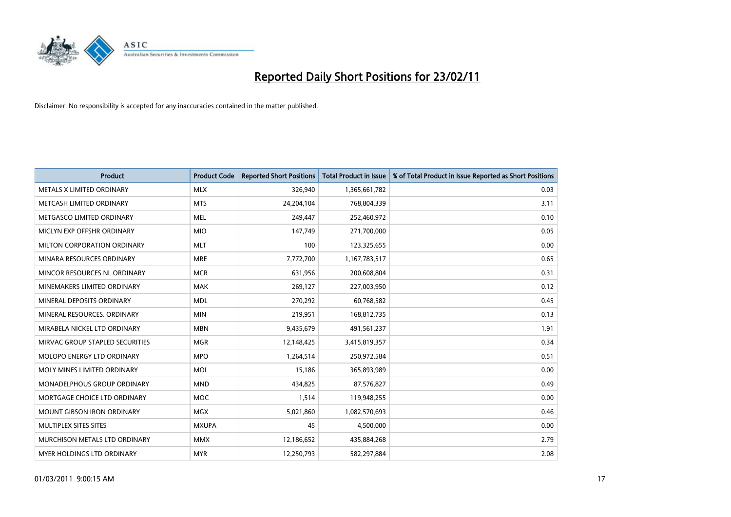# Reported Daily Short Positions for 23/02/11

Disclaimer: No responsibility is accepted for any inaccuracies contained in the matter published.

| Product | Product Code | Reported Short Positions | Total Product in Issue | % of Total Product in Issue Reported as Short Positions |
|---|---|---|---|---|
| METALS X LIMITED ORDINARY | MLX | 326,940 | 1,365,661,782 | 0.03 |
| METCASH LIMITED ORDINARY | MTS | 24,204,104 | 768,804,339 | 3.11 |
| METGASCO LIMITED ORDINARY | MEL | 249,447 | 252,460,972 | 0.10 |
| MICLYN EXP OFFSHR ORDINARY | MIO | 147,749 | 271,700,000 | 0.05 |
| MILTON CORPORATION ORDINARY | MLT | 100 | 123,325,655 | 0.00 |
| MINARA RESOURCES ORDINARY | MRE | 7,772,700 | 1,167,783,517 | 0.65 |
| MINCOR RESOURCES NL ORDINARY | MCR | 631,956 | 200,608,804 | 0.31 |
| MINEMAKERS LIMITED ORDINARY | MAK | 269,127 | 227,003,950 | 0.12 |
| MINERAL DEPOSITS ORDINARY | MDL | 270,292 | 60,768,582 | 0.45 |
| MINERAL RESOURCES. ORDINARY | MIN | 219,951 | 168,812,735 | 0.13 |
| MIRABELA NICKEL LTD ORDINARY | MBN | 9,435,679 | 491,561,237 | 1.91 |
| MIRVAC GROUP STAPLED SECURITIES | MGR | 12,148,425 | 3,415,819,357 | 0.34 |
| MOLOPO ENERGY LTD ORDINARY | MPO | 1,264,514 | 250,972,584 | 0.51 |
| MOLY MINES LIMITED ORDINARY | MOL | 15,186 | 365,893,989 | 0.00 |
| MONADELPHOUS GROUP ORDINARY | MND | 434,825 | 87,576,827 | 0.49 |
| MORTGAGE CHOICE LTD ORDINARY | MOC | 1,514 | 119,948,255 | 0.00 |
| MOUNT GIBSON IRON ORDINARY | MGX | 5,021,860 | 1,082,570,693 | 0.46 |
| MULTIPLEX SITES SITES | MXUPA | 45 | 4,500,000 | 0.00 |
| MURCHISON METALS LTD ORDINARY | MMX | 12,186,652 | 435,884,268 | 2.79 |
| MYER HOLDINGS LTD ORDINARY | MYR | 12,250,793 | 582,297,884 | 2.08 |

01/03/2011 9:00:15 AM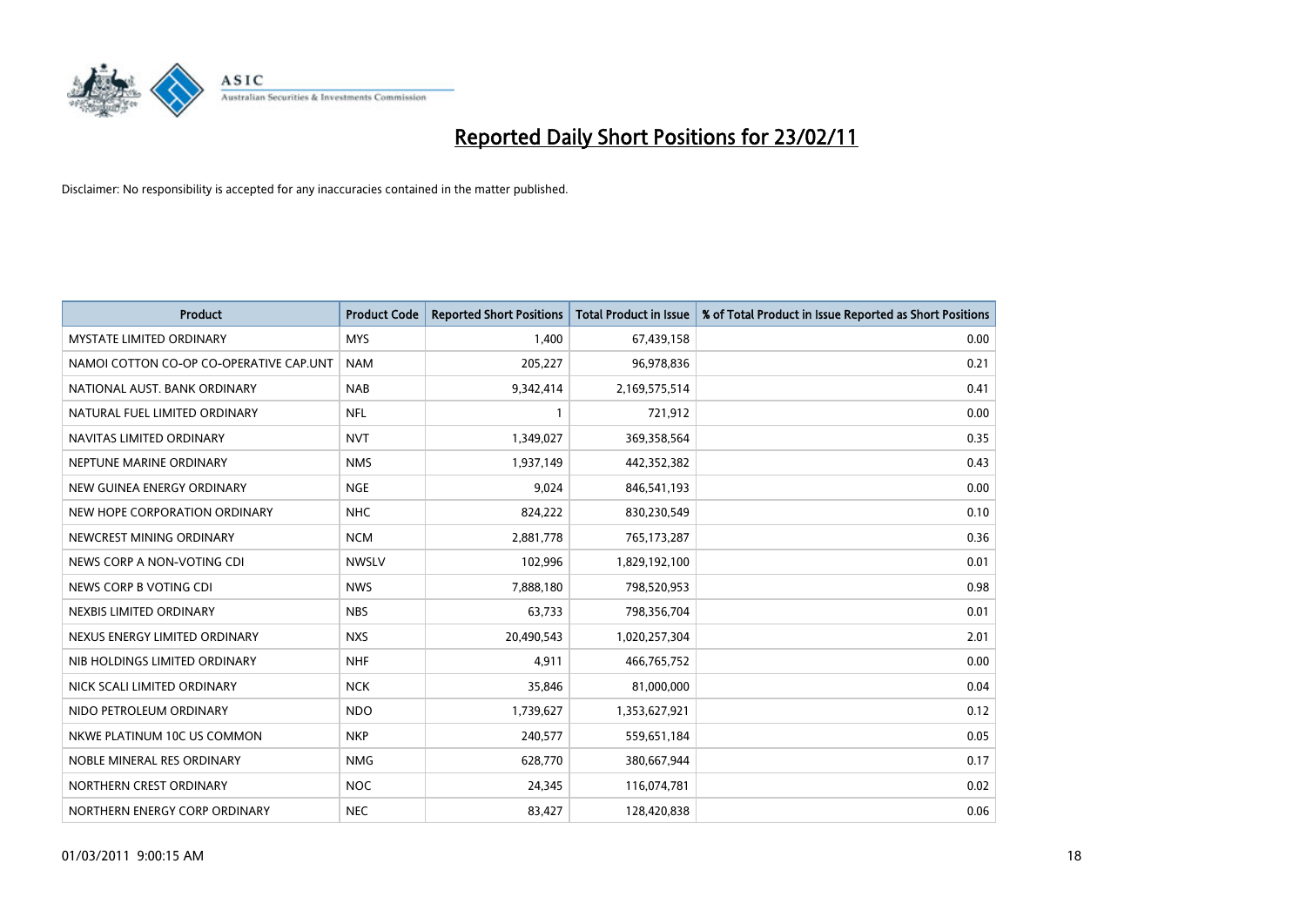# Reported Daily Short Positions for 23/02/11

Disclaimer: No responsibility is accepted for any inaccuracies contained in the matter published.

| Product | Product Code | Reported Short Positions | Total Product in Issue | % of Total Product in Issue Reported as Short Positions |
|---|---|---|---|---|
| MYSTATE LIMITED ORDINARY | MYS | 1,400 | 67,439,158 | 0.00 |
| NAMOI COTTON CO-OP CO-OPERATIVE CAP.UNT | NAM | 205,227 | 96,978,836 | 0.21 |
| NATIONAL AUST. BANK ORDINARY | NAB | 9,342,414 | 2,169,575,514 | 0.41 |
| NATURAL FUEL LIMITED ORDINARY | NFL | 1 | 721,912 | 0.00 |
| NAVITAS LIMITED ORDINARY | NVT | 1,349,027 | 369,358,564 | 0.35 |
| NEPTUNE MARINE ORDINARY | NMS | 1,937,149 | 442,352,382 | 0.43 |
| NEW GUINEA ENERGY ORDINARY | NGE | 9,024 | 846,541,193 | 0.00 |
| NEW HOPE CORPORATION ORDINARY | NHC | 824,222 | 830,230,549 | 0.10 |
| NEWCREST MINING ORDINARY | NCM | 2,881,778 | 765,173,287 | 0.36 |
| NEWS CORP A NON-VOTING CDI | NWSLV | 102,996 | 1,829,192,100 | 0.01 |
| NEWS CORP B VOTING CDI | NWS | 7,888,180 | 798,520,953 | 0.98 |
| NEXBIS LIMITED ORDINARY | NBS | 63,733 | 798,356,704 | 0.01 |
| NEXUS ENERGY LIMITED ORDINARY | NXS | 20,490,543 | 1,020,257,304 | 2.01 |
| NIB HOLDINGS LIMITED ORDINARY | NHF | 4,911 | 466,765,752 | 0.00 |
| NICK SCALI LIMITED ORDINARY | NCK | 35,846 | 81,000,000 | 0.04 |
| NIDO PETROLEUM ORDINARY | NDO | 1,739,627 | 1,353,627,921 | 0.12 |
| NKWE PLATINUM 10C US COMMON | NKP | 240,577 | 559,651,184 | 0.05 |
| NOBLE MINERAL RES ORDINARY | NMG | 628,770 | 380,667,944 | 0.17 |
| NORTHERN CREST ORDINARY | NOC | 24,345 | 116,074,781 | 0.02 |
| NORTHERN ENERGY CORP ORDINARY | NEC | 83,427 | 128,420,838 | 0.06 |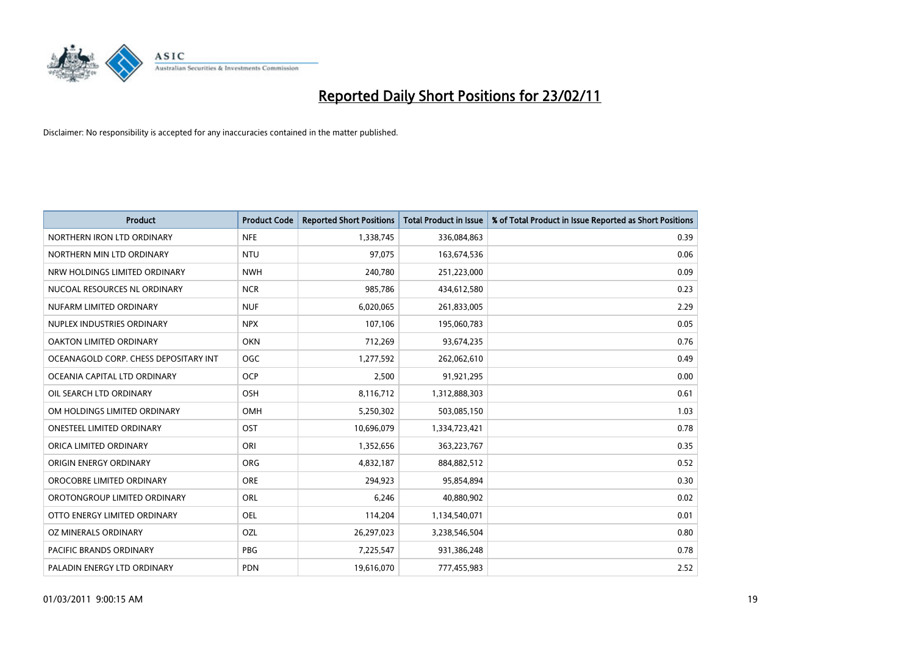# Reported Daily Short Positions for 23/02/11

Disclaimer: No responsibility is accepted for any inaccuracies contained in the matter published.

| Product | Product Code | Reported Short Positions | Total Product in Issue | % of Total Product in Issue Reported as Short Positions |
|---|---|---|---|---|
| NORTHERN IRON LTD ORDINARY | NFE | 1,338,745 | 336,084,863 | 0.39 |
| NORTHERN MIN LTD ORDINARY | NTU | 97,075 | 163,674,536 | 0.06 |
| NRW HOLDINGS LIMITED ORDINARY | NWH | 240,780 | 251,223,000 | 0.09 |
| NUCOAL RESOURCES NL ORDINARY | NCR | 985,786 | 434,612,580 | 0.23 |
| NUFARM LIMITED ORDINARY | NUF | 6,020,065 | 261,833,005 | 2.29 |
| NUPLEX INDUSTRIES ORDINARY | NPX | 107,106 | 195,060,783 | 0.05 |
| OAKTON LIMITED ORDINARY | OKN | 712,269 | 93,674,235 | 0.76 |
| OCEANAGOLD CORP. CHESS DEPOSITARY INT | OGC | 1,277,592 | 262,062,610 | 0.49 |
| OCEANIA CAPITAL LTD ORDINARY | OCP | 2,500 | 91,921,295 | 0.00 |
| OIL SEARCH LTD ORDINARY | OSH | 8,116,712 | 1,312,888,303 | 0.61 |
| OM HOLDINGS LIMITED ORDINARY | OMH | 5,250,302 | 503,085,150 | 1.03 |
| ONESTEEL LIMITED ORDINARY | OST | 10,696,079 | 1,334,723,421 | 0.78 |
| ORICA LIMITED ORDINARY | ORI | 1,352,656 | 363,223,767 | 0.35 |
| ORIGIN ENERGY ORDINARY | ORG | 4,832,187 | 884,882,512 | 0.52 |
| OROCOBRE LIMITED ORDINARY | ORE | 294,923 | 95,854,894 | 0.30 |
| OROTONGROUP LIMITED ORDINARY | ORL | 6,246 | 40,880,902 | 0.02 |
| OTTO ENERGY LIMITED ORDINARY | OEL | 114,204 | 1,134,540,071 | 0.01 |
| OZ MINERALS ORDINARY | OZL | 26,297,023 | 3,238,546,504 | 0.80 |
| PACIFIC BRANDS ORDINARY | PBG | 7,225,547 | 931,386,248 | 0.78 |
| PALADIN ENERGY LTD ORDINARY | PDN | 19,616,070 | 777,455,983 | 2.52 |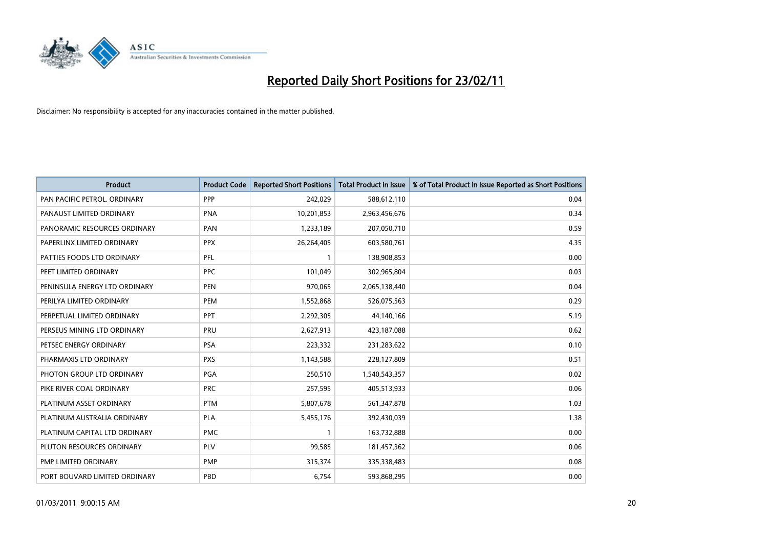# Reported Daily Short Positions for 23/02/11

Disclaimer: No responsibility is accepted for any inaccuracies contained in the matter published.

| Product | Product Code | Reported Short Positions | Total Product in Issue | % of Total Product in Issue Reported as Short Positions |
|---|---|---|---|---|
| PAN PACIFIC PETROL. ORDINARY | PPP | 242,029 | 588,612,110 | 0.04 |
| PANAUST LIMITED ORDINARY | PNA | 10,201,853 | 2,963,456,676 | 0.34 |
| PANORAMIC RESOURCES ORDINARY | PAN | 1,233,189 | 207,050,710 | 0.59 |
| PAPERLINX LIMITED ORDINARY | PPX | 26,264,405 | 603,580,761 | 4.35 |
| PATTIES FOODS LTD ORDINARY | PFL | 1 | 138,908,853 | 0.00 |
| PEET LIMITED ORDINARY | PPC | 101,049 | 302,965,804 | 0.03 |
| PENINSULA ENERGY LTD ORDINARY | PEN | 970,065 | 2,065,138,440 | 0.04 |
| PERILYA LIMITED ORDINARY | PEM | 1,552,868 | 526,075,563 | 0.29 |
| PERPETUAL LIMITED ORDINARY | PPT | 2,292,305 | 44,140,166 | 5.19 |
| PERSEUS MINING LTD ORDINARY | PRU | 2,627,913 | 423,187,088 | 0.62 |
| PETSEC ENERGY ORDINARY | PSA | 223,332 | 231,283,622 | 0.10 |
| PHARMAXIS LTD ORDINARY | PXS | 1,143,588 | 228,127,809 | 0.51 |
| PHOTON GROUP LTD ORDINARY | PGA | 250,510 | 1,540,543,357 | 0.02 |
| PIKE RIVER COAL ORDINARY | PRC | 257,595 | 405,513,933 | 0.06 |
| PLATINUM ASSET ORDINARY | PTM | 5,807,678 | 561,347,878 | 1.03 |
| PLATINUM AUSTRALIA ORDINARY | PLA | 5,455,176 | 392,430,039 | 1.38 |
| PLATINUM CAPITAL LTD ORDINARY | PMC | 1 | 163,732,888 | 0.00 |
| PLUTON RESOURCES ORDINARY | PLV | 99,585 | 181,457,362 | 0.06 |
| PMP LIMITED ORDINARY | PMP | 315,374 | 335,338,483 | 0.08 |
| PORT BOUVARD LIMITED ORDINARY | PBD | 6,754 | 593,868,295 | 0.00 |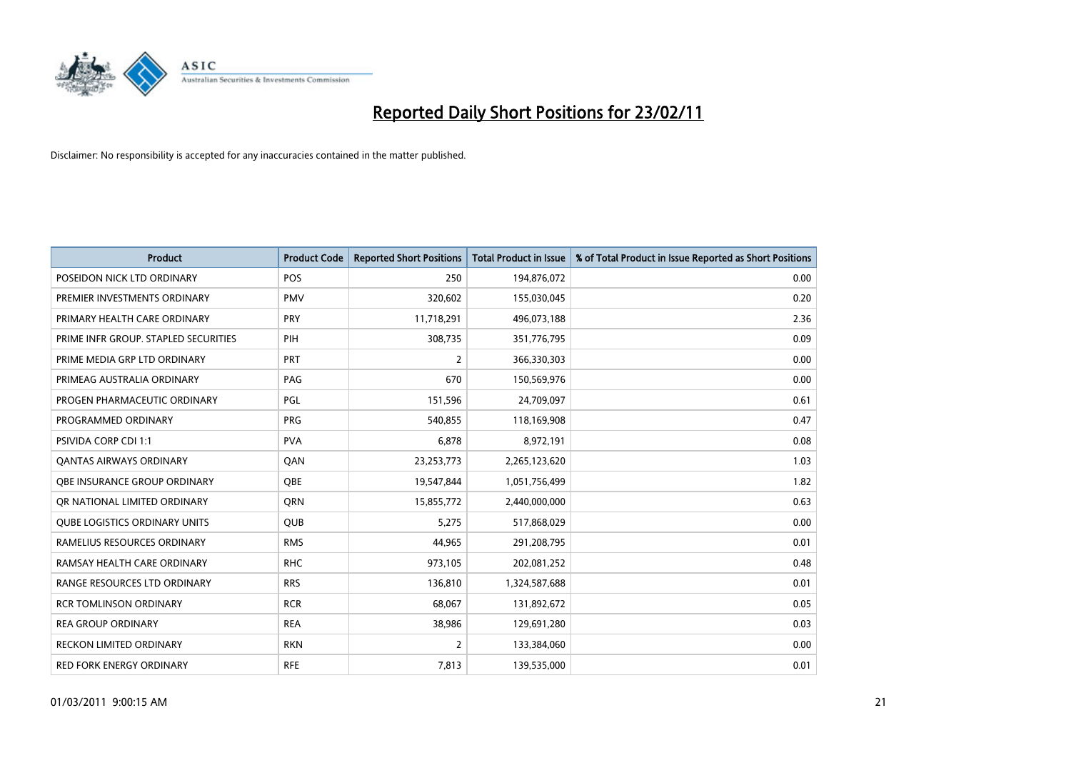# Reported Daily Short Positions for 23/02/11

Disclaimer: No responsibility is accepted for any inaccuracies contained in the matter published.

| Product | Product Code | Reported Short Positions | Total Product in Issue | % of Total Product in Issue Reported as Short Positions |
| --- | --- | --- | --- | --- |
| POSEIDON NICK LTD ORDINARY | POS | 250 | 194,876,072 | 0.00 |
| PREMIER INVESTMENTS ORDINARY | PMV | 320,602 | 155,030,045 | 0.20 |
| PRIMARY HEALTH CARE ORDINARY | PRY | 11,718,291 | 496,073,188 | 2.36 |
| PRIME INFR GROUP. STAPLED SECURITIES | PIH | 308,735 | 351,776,795 | 0.09 |
| PRIME MEDIA GRP LTD ORDINARY | PRT | 2 | 366,330,303 | 0.00 |
| PRIMEAG AUSTRALIA ORDINARY | PAG | 670 | 150,569,976 | 0.00 |
| PROGEN PHARMACEUTIC ORDINARY | PGL | 151,596 | 24,709,097 | 0.61 |
| PROGRAMMED ORDINARY | PRG | 540,855 | 118,169,908 | 0.47 |
| PSIVIDA CORP CDI 1:1 | PVA | 6,878 | 8,972,191 | 0.08 |
| QANTAS AIRWAYS ORDINARY | QAN | 23,253,773 | 2,265,123,620 | 1.03 |
| QBE INSURANCE GROUP ORDINARY | QBE | 19,547,844 | 1,051,756,499 | 1.82 |
| QR NATIONAL LIMITED ORDINARY | QRN | 15,855,772 | 2,440,000,000 | 0.63 |
| QUBE LOGISTICS ORDINARY UNITS | QUB | 5,275 | 517,868,029 | 0.00 |
| RAMELIUS RESOURCES ORDINARY | RMS | 44,965 | 291,208,795 | 0.01 |
| RAMSAY HEALTH CARE ORDINARY | RHC | 973,105 | 202,081,252 | 0.48 |
| RANGE RESOURCES LTD ORDINARY | RRS | 136,810 | 1,324,587,688 | 0.01 |
| RCR TOMLINSON ORDINARY | RCR | 68,067 | 131,892,672 | 0.05 |
| REA GROUP ORDINARY | REA | 38,986 | 129,691,280 | 0.03 |
| RECKON LIMITED ORDINARY | RKN | 2 | 133,384,060 | 0.00 |
| RED FORK ENERGY ORDINARY | RFE | 7,813 | 139,535,000 | 0.01 |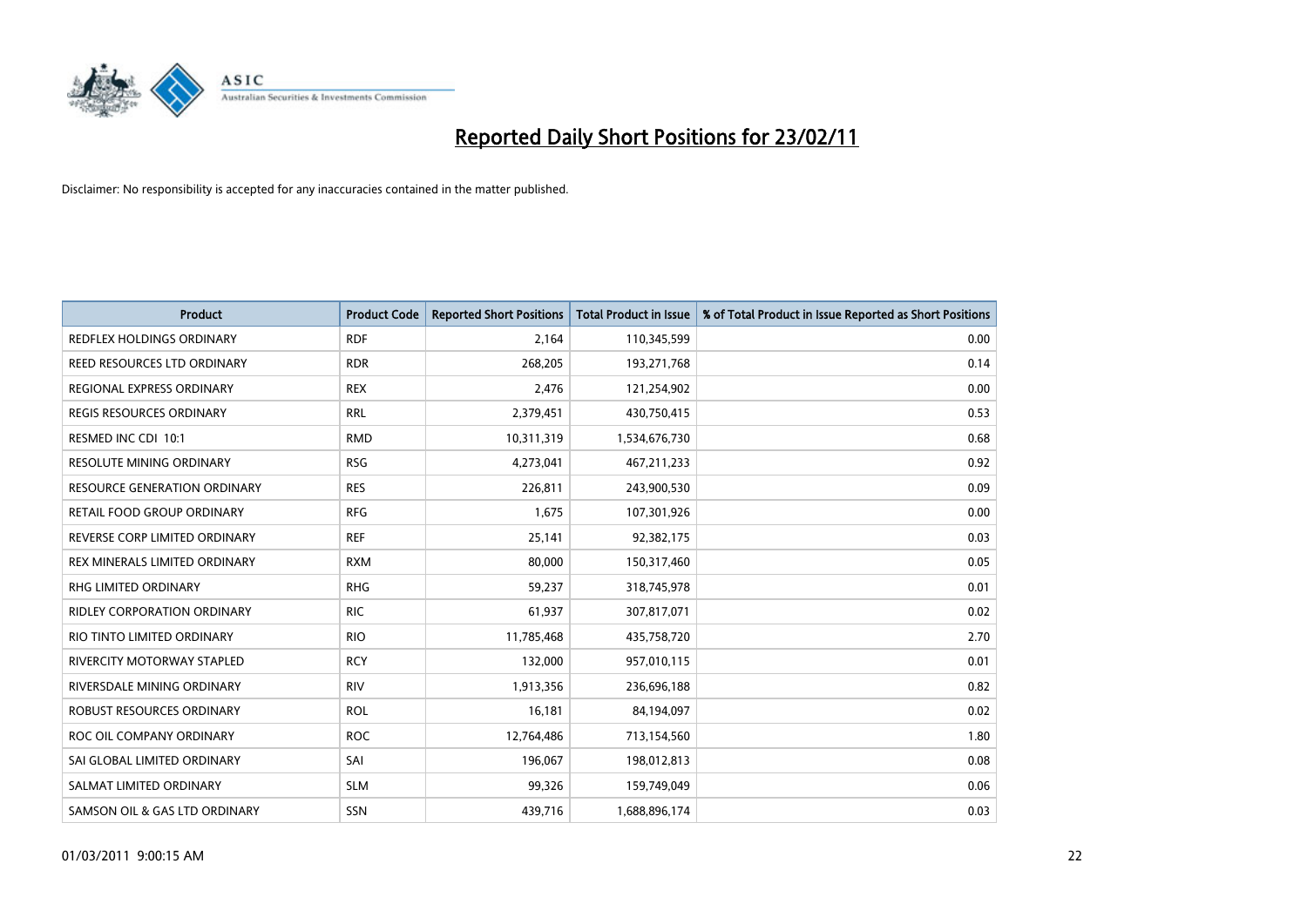# Reported Daily Short Positions for 23/02/11

Disclaimer: No responsibility is accepted for any inaccuracies contained in the matter published.

| Product | Product Code | Reported Short Positions | Total Product in Issue | % of Total Product in Issue Reported as Short Positions |
|---|---|---|---|---|
| REDFLEX HOLDINGS ORDINARY | RDF | 2,164 | 110,345,599 | 0.00 |
| REED RESOURCES LTD ORDINARY | RDR | 268,205 | 193,271,768 | 0.14 |
| REGIONAL EXPRESS ORDINARY | REX | 2,476 | 121,254,902 | 0.00 |
| REGIS RESOURCES ORDINARY | RRL | 2,379,451 | 430,750,415 | 0.53 |
| RESMED INC CDI 10:1 | RMD | 10,311,319 | 1,534,676,730 | 0.68 |
| RESOLUTE MINING ORDINARY | RSG | 4,273,041 | 467,211,233 | 0.92 |
| RESOURCE GENERATION ORDINARY | RES | 226,811 | 243,900,530 | 0.09 |
| RETAIL FOOD GROUP ORDINARY | RFG | 1,675 | 107,301,926 | 0.00 |
| REVERSE CORP LIMITED ORDINARY | REF | 25,141 | 92,382,175 | 0.03 |
| REX MINERALS LIMITED ORDINARY | RXM | 80,000 | 150,317,460 | 0.05 |
| RHG LIMITED ORDINARY | RHG | 59,237 | 318,745,978 | 0.01 |
| RIDLEY CORPORATION ORDINARY | RIC | 61,937 | 307,817,071 | 0.02 |
| RIO TINTO LIMITED ORDINARY | RIO | 11,785,468 | 435,758,720 | 2.70 |
| RIVERCITY MOTORWAY STAPLED | RCY | 132,000 | 957,010,115 | 0.01 |
| RIVERSDALE MINING ORDINARY | RIV | 1,913,356 | 236,696,188 | 0.82 |
| ROBUST RESOURCES ORDINARY | ROL | 16,181 | 84,194,097 | 0.02 |
| ROC OIL COMPANY ORDINARY | ROC | 12,764,486 | 713,154,560 | 1.80 |
| SAI GLOBAL LIMITED ORDINARY | SAI | 196,067 | 198,012,813 | 0.08 |
| SALMAT LIMITED ORDINARY | SLM | 99,326 | 159,749,049 | 0.06 |
| SAMSON OIL & GAS LTD ORDINARY | SSN | 439,716 | 1,688,896,174 | 0.03 |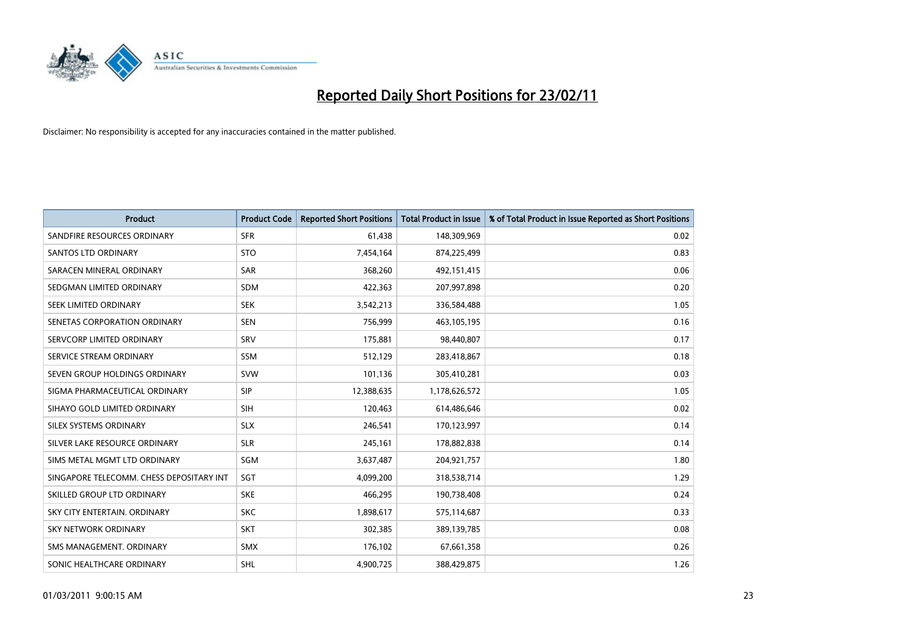# Reported Daily Short Positions for 23/02/11

Disclaimer: No responsibility is accepted for any inaccuracies contained in the matter published.

| Product | Product Code | Reported Short Positions | Total Product in Issue | % of Total Product in Issue Reported as Short Positions |
|---|---|---|---|---|
| SANDFIRE RESOURCES ORDINARY | SFR | 61,438 | 148,309,969 | 0.02 |
| SANTOS LTD ORDINARY | STO | 7,454,164 | 874,225,499 | 0.83 |
| SARACEN MINERAL ORDINARY | SAR | 368,260 | 492,151,415 | 0.06 |
| SEDGMAN LIMITED ORDINARY | SDM | 422,363 | 207,997,898 | 0.20 |
| SEEK LIMITED ORDINARY | SEK | 3,542,213 | 336,584,488 | 1.05 |
| SENETAS CORPORATION ORDINARY | SEN | 756,999 | 463,105,195 | 0.16 |
| SERVCORP LIMITED ORDINARY | SRV | 175,881 | 98,440,807 | 0.17 |
| SERVICE STREAM ORDINARY | SSM | 512,129 | 283,418,867 | 0.18 |
| SEVEN GROUP HOLDINGS ORDINARY | SVW | 101,136 | 305,410,281 | 0.03 |
| SIGMA PHARMACEUTICAL ORDINARY | SIP | 12,388,635 | 1,178,626,572 | 1.05 |
| SIHAYO GOLD LIMITED ORDINARY | SIH | 120,463 | 614,486,646 | 0.02 |
| SILEX SYSTEMS ORDINARY | SLX | 246,541 | 170,123,997 | 0.14 |
| SILVER LAKE RESOURCE ORDINARY | SLR | 245,161 | 178,882,838 | 0.14 |
| SIMS METAL MGMT LTD ORDINARY | SGM | 3,637,487 | 204,921,757 | 1.80 |
| SINGAPORE TELECOMM. CHESS DEPOSITARY INT | SGT | 4,099,200 | 318,538,714 | 1.29 |
| SKILLED GROUP LTD ORDINARY | SKE | 466,295 | 190,738,408 | 0.24 |
| SKY CITY ENTERTAIN. ORDINARY | SKC | 1,898,617 | 575,114,687 | 0.33 |
| SKY NETWORK ORDINARY | SKT | 302,385 | 389,139,785 | 0.08 |
| SMS MANAGEMENT. ORDINARY | SMX | 176,102 | 67,661,358 | 0.26 |
| SONIC HEALTHCARE ORDINARY | SHL | 4,900,725 | 388,429,875 | 1.26 |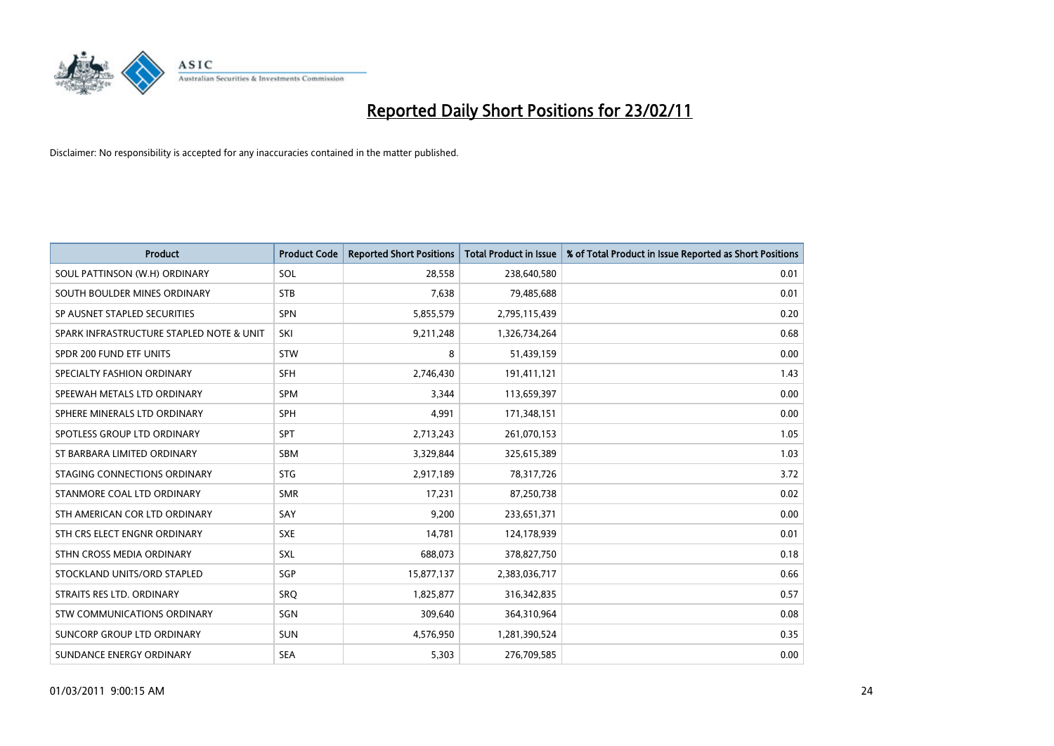# Reported Daily Short Positions for 23/02/11

Disclaimer: No responsibility is accepted for any inaccuracies contained in the matter published.

| Product | Product Code | Reported Short Positions | Total Product in Issue | % of Total Product in Issue Reported as Short Positions |
|---|---|---|---|---|
| SOUL PATTINSON (W.H) ORDINARY | SOL | 28,558 | 238,640,580 | 0.01 |
| SOUTH BOULDER MINES ORDINARY | STB | 7,638 | 79,485,688 | 0.01 |
| SP AUSNET STAPLED SECURITIES | SPN | 5,855,579 | 2,795,115,439 | 0.20 |
| SPARK INFRASTRUCTURE STAPLED NOTE & UNIT | SKI | 9,211,248 | 1,326,734,264 | 0.68 |
| SPDR 200 FUND ETF UNITS | STW | 8 | 51,439,159 | 0.00 |
| SPECIALTY FASHION ORDINARY | SFH | 2,746,430 | 191,411,121 | 1.43 |
| SPEEWAH METALS LTD ORDINARY | SPM | 3,344 | 113,659,397 | 0.00 |
| SPHERE MINERALS LTD ORDINARY | SPH | 4,991 | 171,348,151 | 0.00 |
| SPOTLESS GROUP LTD ORDINARY | SPT | 2,713,243 | 261,070,153 | 1.05 |
| ST BARBARA LIMITED ORDINARY | SBM | 3,329,844 | 325,615,389 | 1.03 |
| STAGING CONNECTIONS ORDINARY | STG | 2,917,189 | 78,317,726 | 3.72 |
| STANMORE COAL LTD ORDINARY | SMR | 17,231 | 87,250,738 | 0.02 |
| STH AMERICAN COR LTD ORDINARY | SAY | 9,200 | 233,651,371 | 0.00 |
| STH CRS ELECT ENGNR ORDINARY | SXE | 14,781 | 124,178,939 | 0.01 |
| STHN CROSS MEDIA ORDINARY | SXL | 688,073 | 378,827,750 | 0.18 |
| STOCKLAND UNITS/ORD STAPLED | SGP | 15,877,137 | 2,383,036,717 | 0.66 |
| STRAITS RES LTD. ORDINARY | SRQ | 1,825,877 | 316,342,835 | 0.57 |
| STW COMMUNICATIONS ORDINARY | SGN | 309,640 | 364,310,964 | 0.08 |
| SUNCORP GROUP LTD ORDINARY | SUN | 4,576,950 | 1,281,390,524 | 0.35 |
| SUNDANCE ENERGY ORDINARY | SEA | 5,303 | 276,709,585 | 0.00 |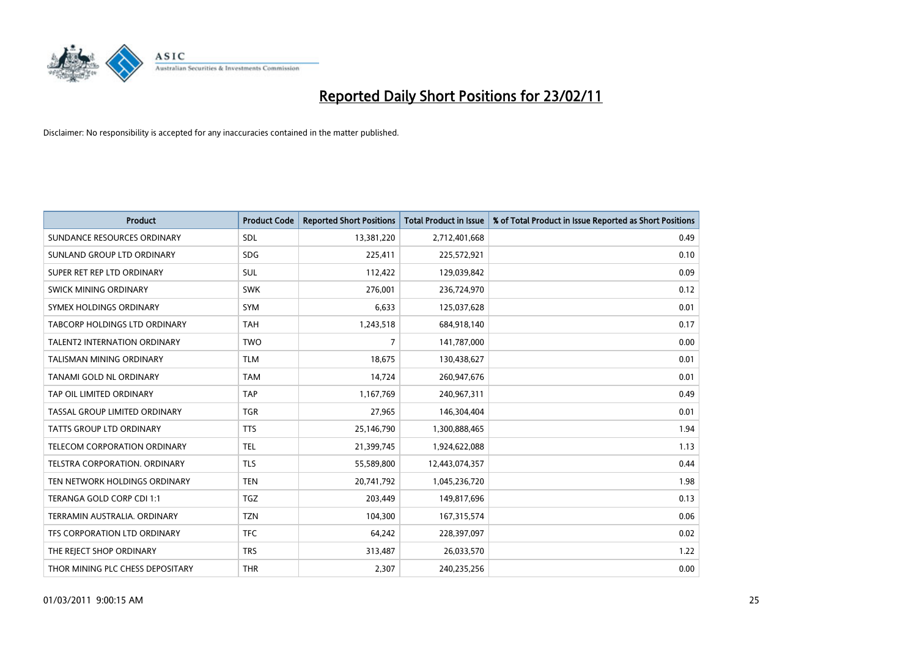# Reported Daily Short Positions for 23/02/11

Disclaimer: No responsibility is accepted for any inaccuracies contained in the matter published.

| Product | Product Code | Reported Short Positions | Total Product in Issue | % of Total Product in Issue Reported as Short Positions |
|---|---|---|---|---|
| SUNDANCE RESOURCES ORDINARY | SDL | 13,381,220 | 2,712,401,668 | 0.49 |
| SUNLAND GROUP LTD ORDINARY | SDG | 225,411 | 225,572,921 | 0.10 |
| SUPER RET REP LTD ORDINARY | SUL | 112,422 | 129,039,842 | 0.09 |
| SWICK MINING ORDINARY | SWK | 276,001 | 236,724,970 | 0.12 |
| SYMEX HOLDINGS ORDINARY | SYM | 6,633 | 125,037,628 | 0.01 |
| TABCORP HOLDINGS LTD ORDINARY | TAH | 1,243,518 | 684,918,140 | 0.17 |
| TALENT2 INTERNATION ORDINARY | TWO | 7 | 141,787,000 | 0.00 |
| TALISMAN MINING ORDINARY | TLM | 18,675 | 130,438,627 | 0.01 |
| TANAMI GOLD NL ORDINARY | TAM | 14,724 | 260,947,676 | 0.01 |
| TAP OIL LIMITED ORDINARY | TAP | 1,167,769 | 240,967,311 | 0.49 |
| TASSAL GROUP LIMITED ORDINARY | TGR | 27,965 | 146,304,404 | 0.01 |
| TATTS GROUP LTD ORDINARY | TTS | 25,146,790 | 1,300,888,465 | 1.94 |
| TELECOM CORPORATION ORDINARY | TEL | 21,399,745 | 1,924,622,088 | 1.13 |
| TELSTRA CORPORATION. ORDINARY | TLS | 55,589,800 | 12,443,074,357 | 0.44 |
| TEN NETWORK HOLDINGS ORDINARY | TEN | 20,741,792 | 1,045,236,720 | 1.98 |
| TERANGA GOLD CORP CDI 1:1 | TGZ | 203,449 | 149,817,696 | 0.13 |
| TERRAMIN AUSTRALIA. ORDINARY | TZN | 104,300 | 167,315,574 | 0.06 |
| TFS CORPORATION LTD ORDINARY | TFC | 64,242 | 228,397,097 | 0.02 |
| THE REJECT SHOP ORDINARY | TRS | 313,487 | 26,033,570 | 1.22 |
| THOR MINING PLC CHESS DEPOSITARY | THR | 2,307 | 240,235,256 | 0.00 |

01/03/2011 9:00:15 AM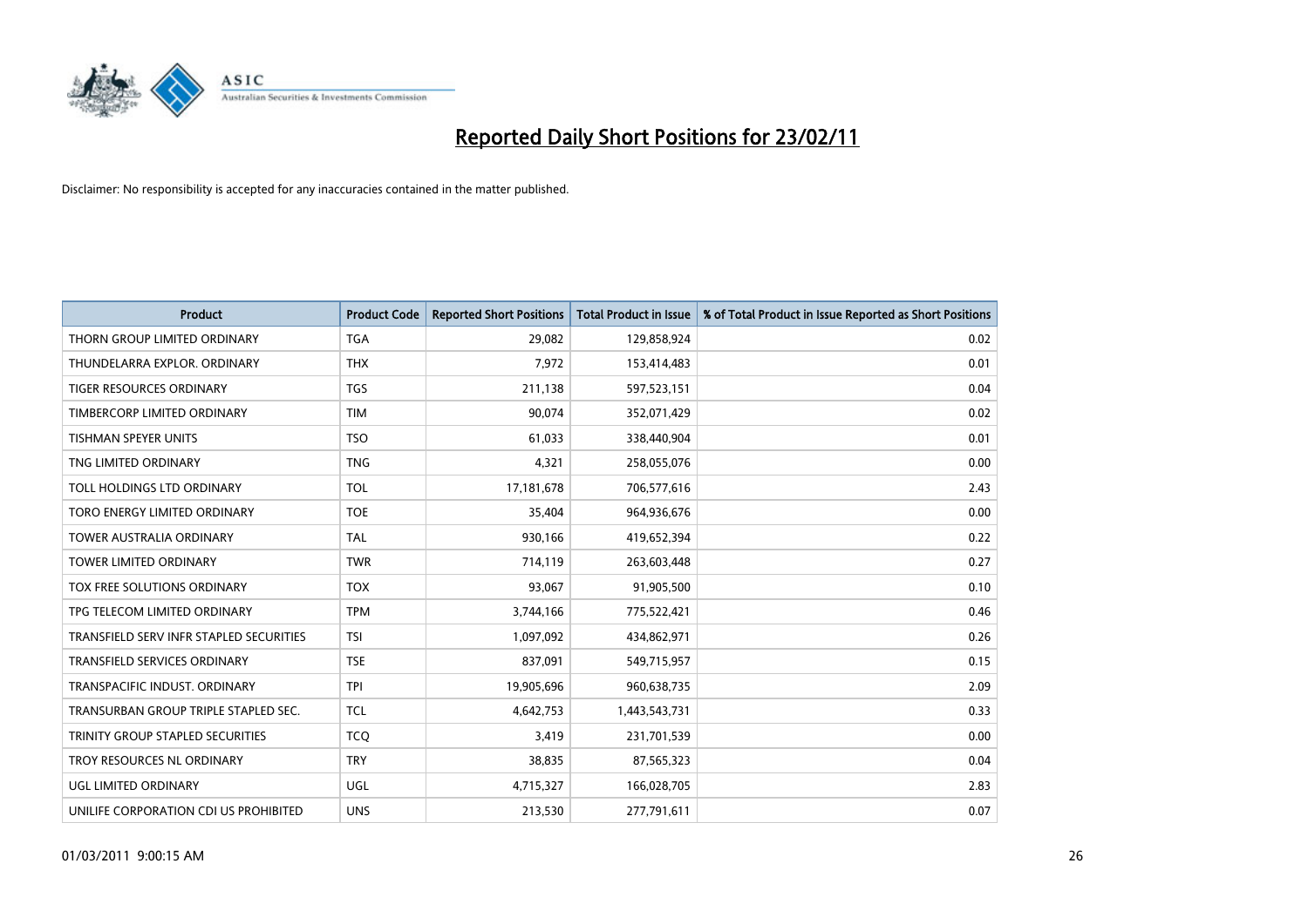# Reported Daily Short Positions for 23/02/11

Disclaimer: No responsibility is accepted for any inaccuracies contained in the matter published.

| Product | Product Code | Reported Short Positions | Total Product in Issue | % of Total Product in Issue Reported as Short Positions |
|---|---|---|---|---|
| THORN GROUP LIMITED ORDINARY | TGA | 29,082 | 129,858,924 | 0.02 |
| THUNDELARRA EXPLOR. ORDINARY | THX | 7,972 | 153,414,483 | 0.01 |
| TIGER RESOURCES ORDINARY | TGS | 211,138 | 597,523,151 | 0.04 |
| TIMBERCORP LIMITED ORDINARY | TIM | 90,074 | 352,071,429 | 0.02 |
| TISHMAN SPEYER UNITS | TSO | 61,033 | 338,440,904 | 0.01 |
| TNG LIMITED ORDINARY | TNG | 4,321 | 258,055,076 | 0.00 |
| TOLL HOLDINGS LTD ORDINARY | TOL | 17,181,678 | 706,577,616 | 2.43 |
| TORO ENERGY LIMITED ORDINARY | TOE | 35,404 | 964,936,676 | 0.00 |
| TOWER AUSTRALIA ORDINARY | TAL | 930,166 | 419,652,394 | 0.22 |
| TOWER LIMITED ORDINARY | TWR | 714,119 | 263,603,448 | 0.27 |
| TOX FREE SOLUTIONS ORDINARY | TOX | 93,067 | 91,905,500 | 0.10 |
| TPG TELECOM LIMITED ORDINARY | TPM | 3,744,166 | 775,522,421 | 0.46 |
| TRANSFIELD SERV INFR STAPLED SECURITIES | TSI | 1,097,092 | 434,862,971 | 0.26 |
| TRANSFIELD SERVICES ORDINARY | TSE | 837,091 | 549,715,957 | 0.15 |
| TRANSPACIFIC INDUST. ORDINARY | TPI | 19,905,696 | 960,638,735 | 2.09 |
| TRANSURBAN GROUP TRIPLE STAPLED SEC. | TCL | 4,642,753 | 1,443,543,731 | 0.33 |
| TRINITY GROUP STAPLED SECURITIES | TCQ | 3,419 | 231,701,539 | 0.00 |
| TROY RESOURCES NL ORDINARY | TRY | 38,835 | 87,565,323 | 0.04 |
| UGL LIMITED ORDINARY | UGL | 4,715,327 | 166,028,705 | 2.83 |
| UNILIFE CORPORATION CDI US PROHIBITED | UNS | 213,530 | 277,791,611 | 0.07 |

01/03/2011 9:00:15 AM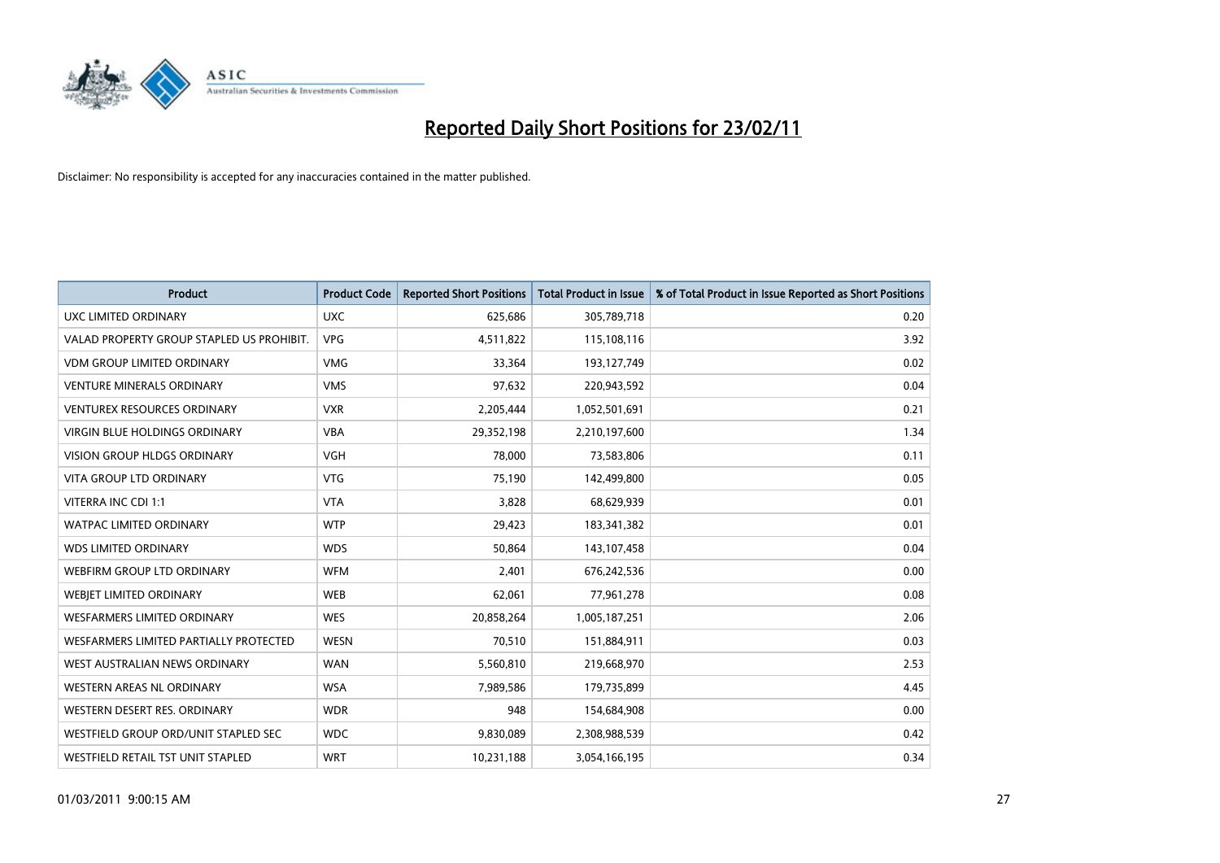# Reported Daily Short Positions for 23/02/11

Disclaimer: No responsibility is accepted for any inaccuracies contained in the matter published.

| Product | Product Code | Reported Short Positions | Total Product in Issue | % of Total Product in Issue Reported as Short Positions |
|---|---|---|---|---|
| UXC LIMITED ORDINARY | UXC | 625,686 | 305,789,718 | 0.20 |
| VALAD PROPERTY GROUP STAPLED US PROHIBIT. | VPG | 4,511,822 | 115,108,116 | 3.92 |
| VDM GROUP LIMITED ORDINARY | VMG | 33,364 | 193,127,749 | 0.02 |
| VENTURE MINERALS ORDINARY | VMS | 97,632 | 220,943,592 | 0.04 |
| VENTUREX RESOURCES ORDINARY | VXR | 2,205,444 | 1,052,501,691 | 0.21 |
| VIRGIN BLUE HOLDINGS ORDINARY | VBA | 29,352,198 | 2,210,197,600 | 1.34 |
| VISION GROUP HLDGS ORDINARY | VGH | 78,000 | 73,583,806 | 0.11 |
| VITA GROUP LTD ORDINARY | VTG | 75,190 | 142,499,800 | 0.05 |
| VITERRA INC CDI 1:1 | VTA | 3,828 | 68,629,939 | 0.01 |
| WATPAC LIMITED ORDINARY | WTP | 29,423 | 183,341,382 | 0.01 |
| WDS LIMITED ORDINARY | WDS | 50,864 | 143,107,458 | 0.04 |
| WEBFIRM GROUP LTD ORDINARY | WFM | 2,401 | 676,242,536 | 0.00 |
| WEBJET LIMITED ORDINARY | WEB | 62,061 | 77,961,278 | 0.08 |
| WESFARMERS LIMITED ORDINARY | WES | 20,858,264 | 1,005,187,251 | 2.06 |
| WESFARMERS LIMITED PARTIALLY PROTECTED | WESN | 70,510 | 151,884,911 | 0.03 |
| WEST AUSTRALIAN NEWS ORDINARY | WAN | 5,560,810 | 219,668,970 | 2.53 |
| WESTERN AREAS NL ORDINARY | WSA | 7,989,586 | 179,735,899 | 4.45 |
| WESTERN DESERT RES. ORDINARY | WDR | 948 | 154,684,908 | 0.00 |
| WESTFIELD GROUP ORD/UNIT STAPLED SEC | WDC | 9,830,089 | 2,308,988,539 | 0.42 |
| WESTFIELD RETAIL TST UNIT STAPLED | WRT | 10,231,188 | 3,054,166,195 | 0.34 |

01/03/2011 9:00:15 AM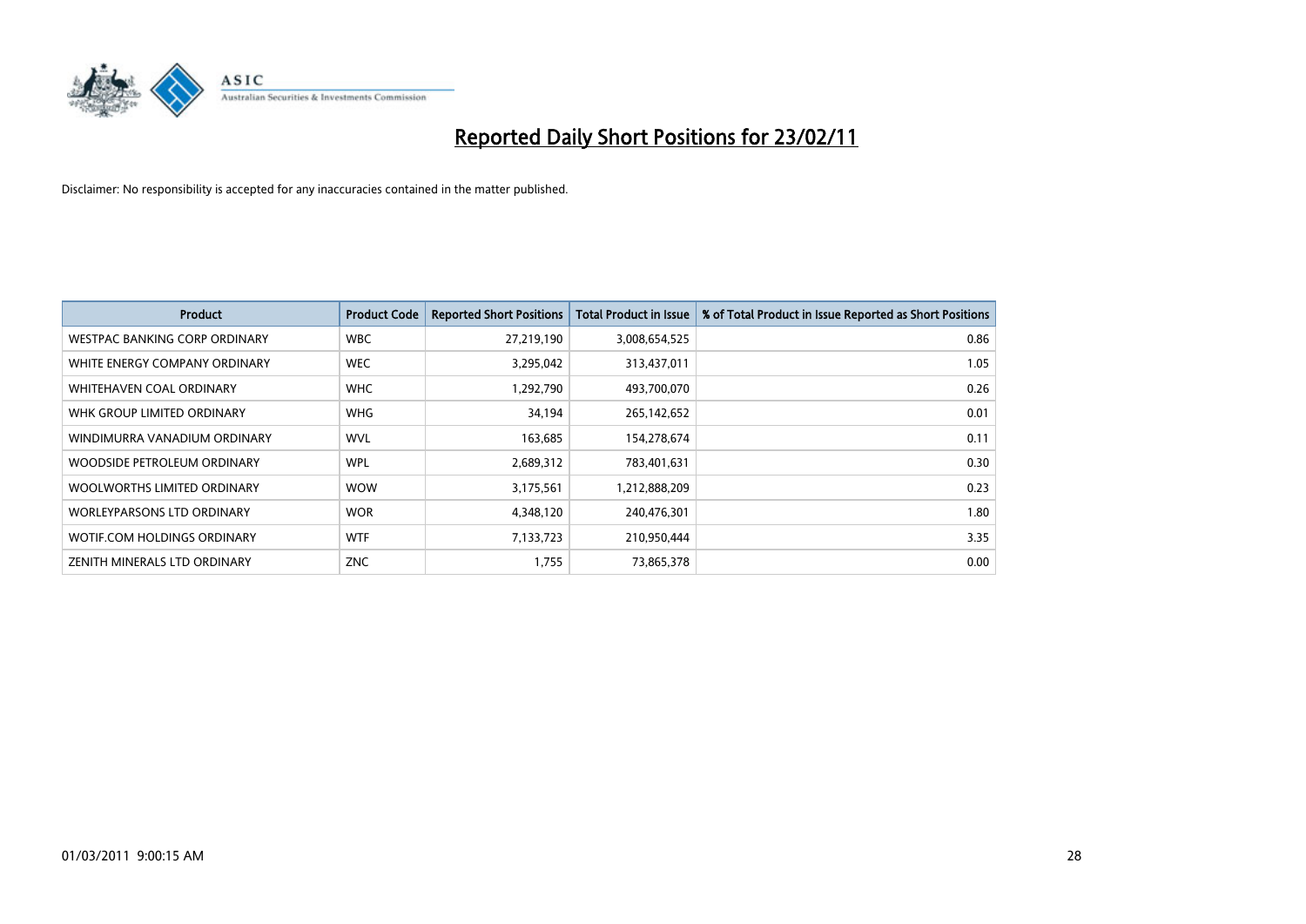# Reported Daily Short Positions for 23/02/11

Disclaimer: No responsibility is accepted for any inaccuracies contained in the matter published.

| Product | Product Code | Reported Short Positions | Total Product in Issue | % of Total Product in Issue Reported as Short Positions |
|---|---|---|---|---|
| WESTPAC BANKING CORP ORDINARY | WBC | 27,219,190 | 3,008,654,525 | 0.86 |
| WHITE ENERGY COMPANY ORDINARY | WEC | 3,295,042 | 313,437,011 | 1.05 |
| WHITEHAVEN COAL ORDINARY | WHC | 1,292,790 | 493,700,070 | 0.26 |
| WHK GROUP LIMITED ORDINARY | WHG | 34,194 | 265,142,652 | 0.01 |
| WINDIMURRA VANADIUM ORDINARY | WVL | 163,685 | 154,278,674 | 0.11 |
| WOODSIDE PETROLEUM ORDINARY | WPL | 2,689,312 | 783,401,631 | 0.30 |
| WOOLWORTHS LIMITED ORDINARY | WOW | 3,175,561 | 1,212,888,209 | 0.23 |
| WORLEYPARSONS LTD ORDINARY | WOR | 4,348,120 | 240,476,301 | 1.80 |
| WOTIF.COM HOLDINGS ORDINARY | WTF | 7,133,723 | 210,950,444 | 3.35 |
| ZENITH MINERALS LTD ORDINARY | ZNC | 1,755 | 73,865,378 | 0.00 |

01/03/2011 9:00:15 AM